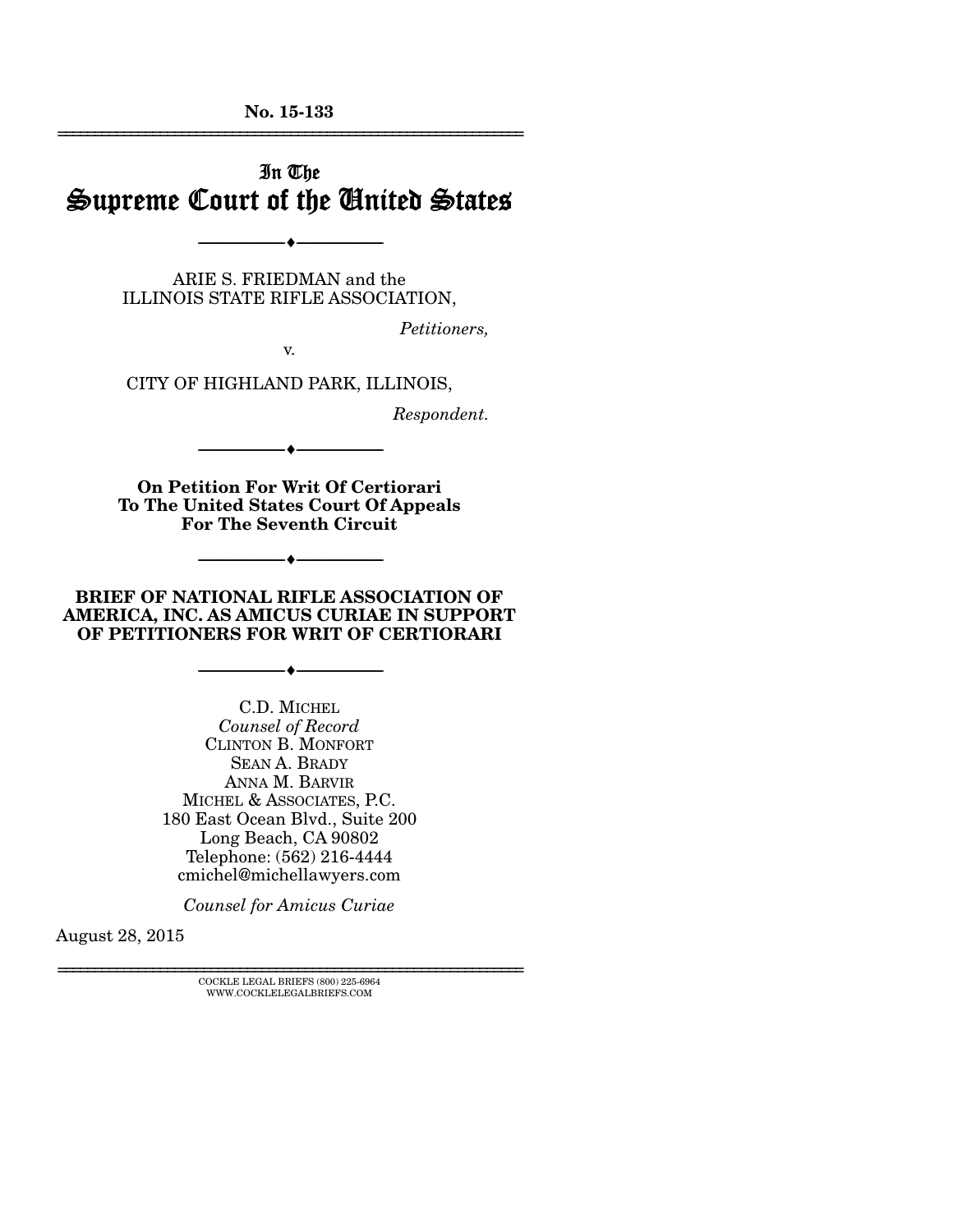No. 15-133

---

# In The Supreme Court of the United States

---

ARIE S. FRIEDMAN and the
ILLINOIS STATE RIFLE ASSOCIATION,

*Petitioners,*

v.

CITY OF HIGHLAND PARK, ILLINOIS,

*Respondent.*

---

**On Petition For Writ Of Certiorari To The United States Court Of Appeals For The Seventh Circuit**

---

**BRIEF OF NATIONAL RIFLE ASSOCIATION OF AMERICA, INC. AS AMICUS CURIAE IN SUPPORT OF PETITIONERS FOR WRIT OF CERTIORARI**

---

C.D. MICHEL
*Counsel of Record*
CLINTON B. MONFORT
SEAN A. BRADY
ANNA M. BARVIR
MICHEL & ASSOCIATES, P.C.
180 East Ocean Blvd., Suite 200
Long Beach, CA 90802
Telephone: (562) 216-4444
cmichel@michellawyers.com

*Counsel for Amicus Curiae*

August 28, 2015

---

COCKLE LEGAL BRIEFS (800) 225-6964
WWW.COCKLELEGALBRIEFS.COM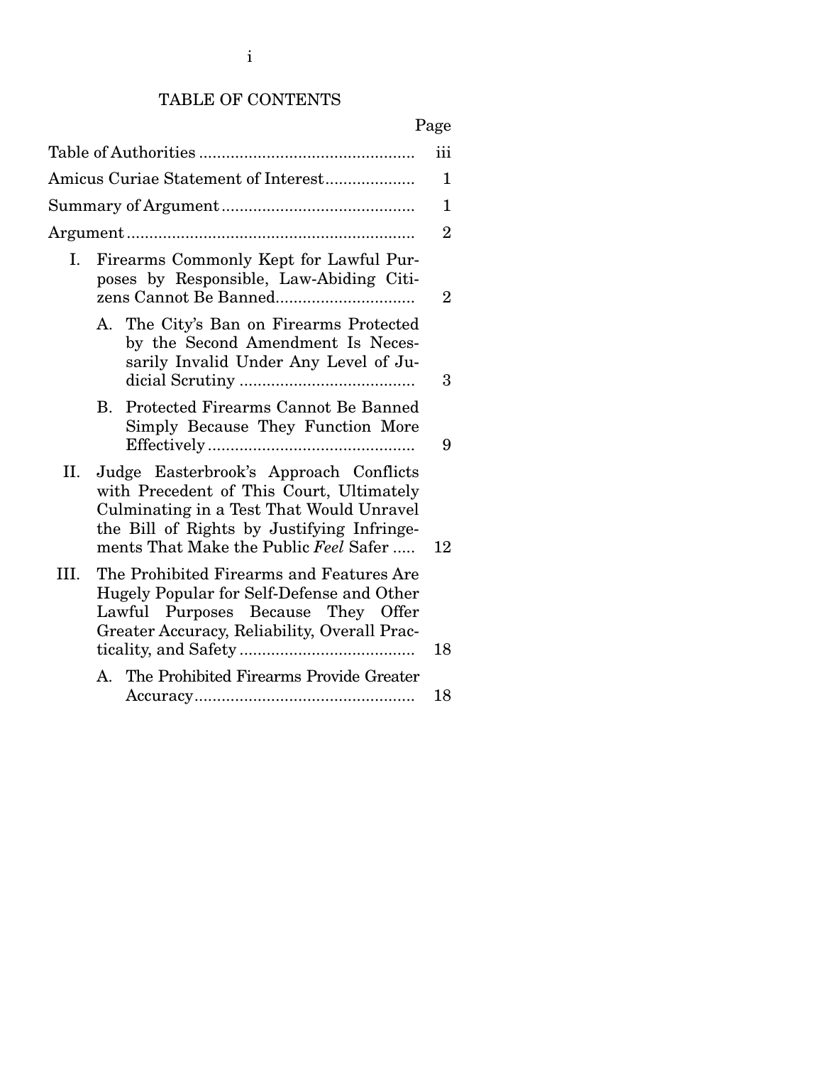TABLE OF CONTENTS

| | Page |
|---|---|
| Table of Authorities | iii |
| Amicus Curiae Statement of Interest | 1 |
| Summary of Argument | 1 |
| Argument | 2 |
| I. Firearms Commonly Kept for Lawful Purposes by Responsible, Law-Abiding Citizens Cannot Be Banned | 2 |
| A. The City's Ban on Firearms Protected by the Second Amendment Is Necessarily Invalid Under Any Level of Judicial Scrutiny | 3 |
| B. Protected Firearms Cannot Be Banned Simply Because They Function More Effectively | 9 |
| II. Judge Easterbrook's Approach Conflicts with Precedent of This Court, Ultimately Culminating in a Test That Would Unravel the Bill of Rights by Justifying Infringements That Make the Public *Feel* Safer | 12 |
| III. The Prohibited Firearms and Features Are Hugely Popular for Self-Defense and Other Lawful Purposes Because They Offer Greater Accuracy, Reliability, Overall Practicality, and Safety | 18 |
| A. The Prohibited Firearms Provide Greater Accuracy | 18 |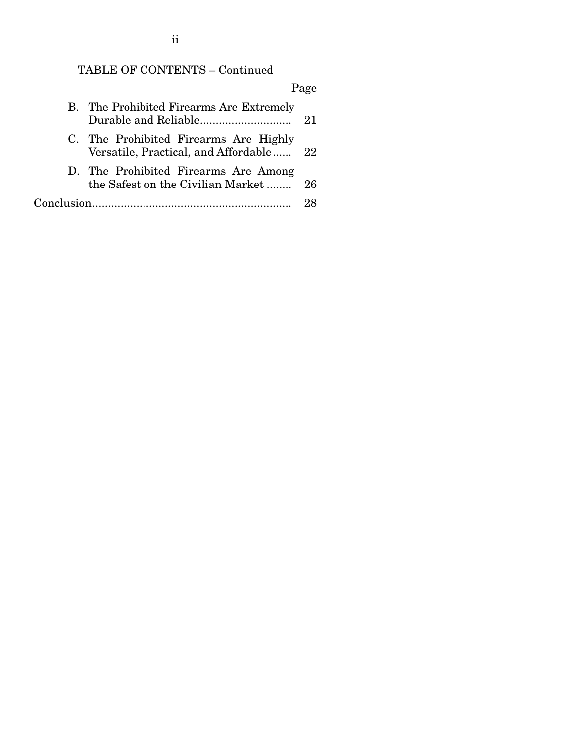TABLE OF CONTENTS – Continued

| | Page |
|---|---|
| B. The Prohibited Firearms Are Extremely Durable and Reliable | 21 |
| C. The Prohibited Firearms Are Highly Versatile, Practical, and Affordable | 22 |
| D. The Prohibited Firearms Are Among the Safest on the Civilian Market | 26 |
| Conclusion | 28 |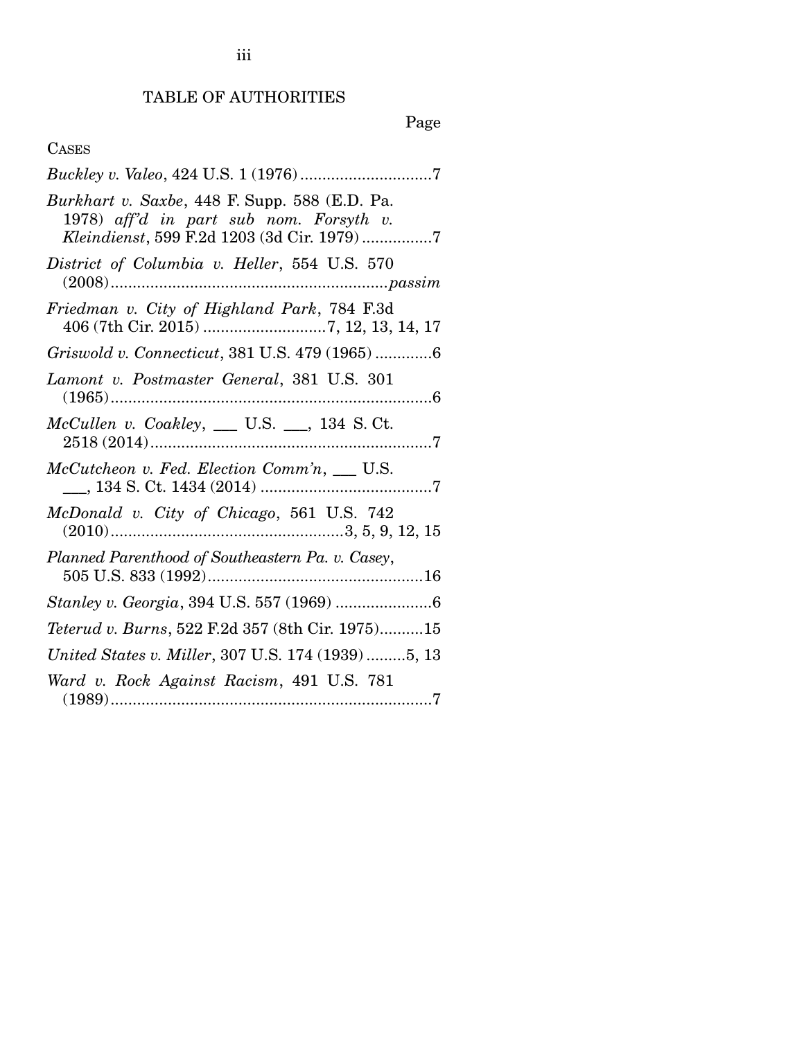## TABLE OF AUTHORITIES

Page

CASES

*Buckley v. Valeo*, 424 U.S. 1 (1976) .............................7

*Burkhart v. Saxbe*, 448 F. Supp. 588 (E.D. Pa. 1978) *aff'd in part sub nom. Forsyth v. Kleindienst*, 599 F.2d 1203 (3d Cir. 1979) ................7

*District of Columbia v. Heller*, 554 U.S. 570 (2008) ............................................................. *passim*

*Friedman v. City of Highland Park*, 784 F.3d 406 (7th Cir. 2015) ............................7, 12, 13, 14, 17

*Griswold v. Connecticut*, 381 U.S. 479 (1965) .............6

*Lamont v. Postmaster General*, 381 U.S. 301 (1965) .........................................................................6

*McCullen v. Coakley*, ___ U.S. ___, 134 S. Ct. 2518 (2014) .................................................................7

*McCutcheon v. Fed. Election Comm'n*, ___ U.S. ___, 134 S. Ct. 1434 (2014) .......................................7

*McDonald v. City of Chicago*, 561 U.S. 742 (2010) .....................................................3, 5, 9, 12, 15

*Planned Parenthood of Southeastern Pa. v. Casey*, 505 U.S. 833 (1992) .................................................16

*Stanley v. Georgia*, 394 U.S. 557 (1969) ......................6

*Teterud v. Burns*, 522 F.2d 357 (8th Cir. 1975)..........15

*United States v. Miller*, 307 U.S. 174 (1939) .........5, 13

*Ward v. Rock Against Racism*, 491 U.S. 781 (1989) .........................................................................7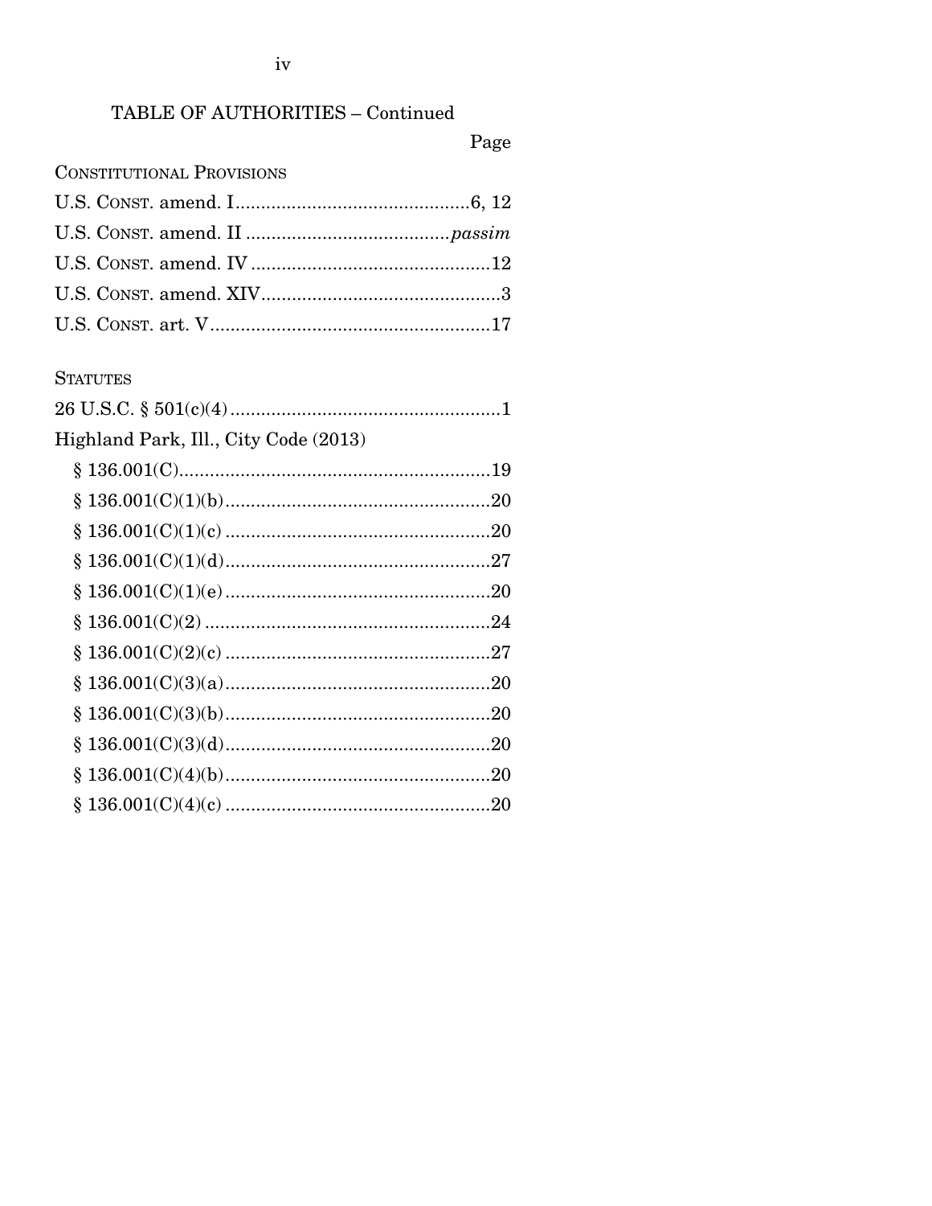## TABLE OF AUTHORITIES – Continued

Page

CONSTITUTIONAL PROVISIONS

U.S. CONST. amend. I .............................................6, 12

U.S. CONST. amend. II ....................................... *passim*

U.S. CONST. amend. IV ..............................................12

U.S. CONST. amend. XIV..............................................3

U.S. CONST. art. V......................................................17

STATUTES

26 U.S.C. § 501(c)(4) ....................................................1

Highland Park, Ill., City Code (2013)

§ 136.001(C)............................................................19

§ 136.001(C)(1)(b)...................................................20

§ 136.001(C)(1)(c) ...................................................20

§ 136.001(C)(1)(d)...................................................27

§ 136.001(C)(1)(e) ...................................................20

§ 136.001(C)(2) .......................................................24

§ 136.001(C)(2)(c) ...................................................27

§ 136.001(C)(3)(a)...................................................20

§ 136.001(C)(3)(b)...................................................20

§ 136.001(C)(3)(d)...................................................20

§ 136.001(C)(4)(b)...................................................20

§ 136.001(C)(4)(c) ...................................................20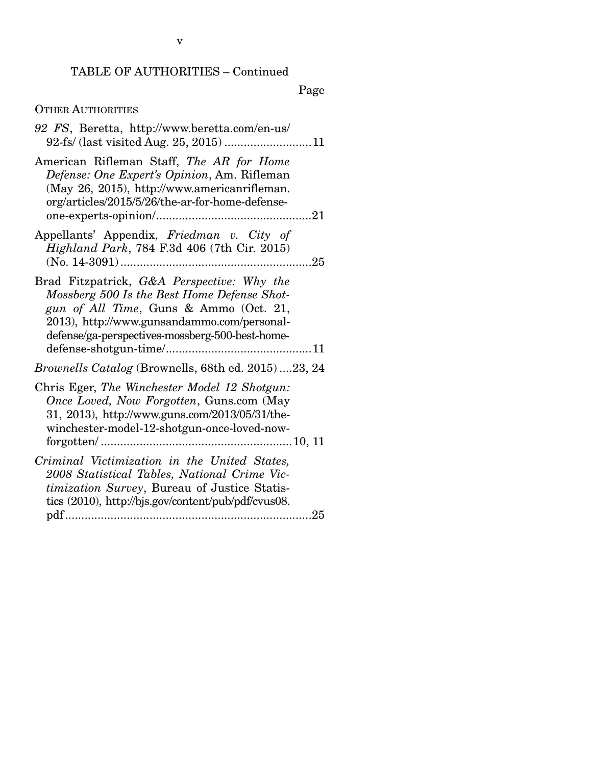TABLE OF AUTHORITIES – Continued

Page

OTHER AUTHORITIES

*92 FS*, Beretta, http://www.beretta.com/en-us/92-fs/ (last visited Aug. 25, 2015) ........................... 11

American Rifleman Staff, *The AR for Home Defense: One Expert's Opinion*, Am. Rifleman (May 26, 2015), http://www.americanrifleman.org/articles/2015/5/26/the-ar-for-home-defense-one-experts-opinion/ ................................................ 21

Appellants' Appendix, *Friedman v. City of Highland Park*, 784 F.3d 406 (7th Cir. 2015) (No. 14-3091) .......................................................... 25

Brad Fitzpatrick, *G&A Perspective: Why the Mossberg 500 Is the Best Home Defense Shotgun of All Time*, Guns & Ammo (Oct. 21, 2013), http://www.gunsandammo.com/personal-defense/ga-perspectives-mossberg-500-best-home-defense-shotgun-time/ ............................................. 11

*Brownells Catalog* (Brownells, 68th ed. 2015) .... 23, 24

Chris Eger, *The Winchester Model 12 Shotgun: Once Loved, Now Forgotten*, Guns.com (May 31, 2013), http://www.guns.com/2013/05/31/the-winchester-model-12-shotgun-once-loved-now-forgotten/ .......................................................... 10, 11

*Criminal Victimization in the United States, 2008 Statistical Tables, National Crime Victimization Survey*, Bureau of Justice Statistics (2010), http://bjs.gov/content/pub/pdf/cvus08.pdf ............................................................................ 25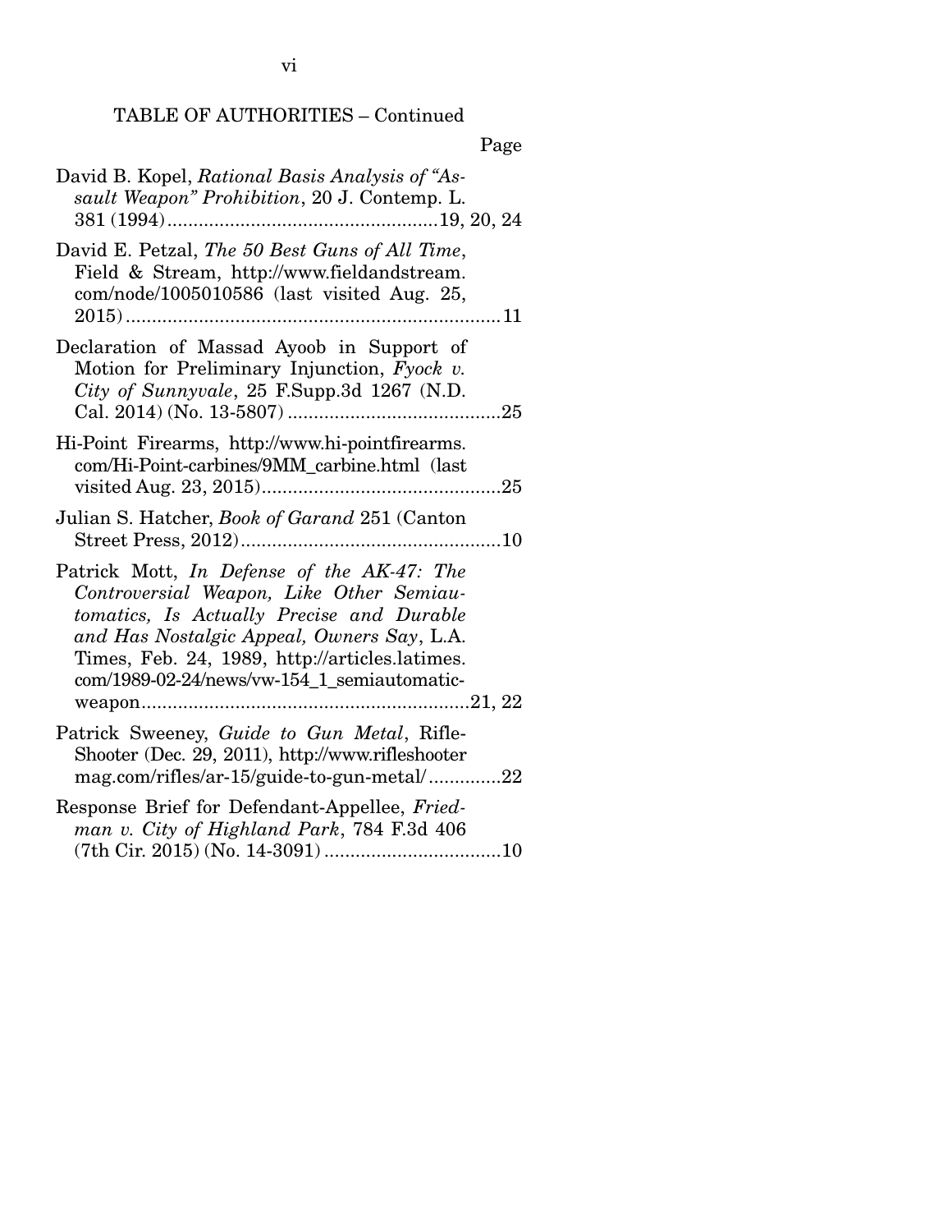TABLE OF AUTHORITIES – Continued

Page

David B. Kopel, *Rational Basis Analysis of "Assault Weapon" Prohibition*, 20 J. Contemp. L. 381 (1994) .......................................................19, 20, 24

David E. Petzal, *The 50 Best Guns of All Time*, Field & Stream, http://www.fieldandstream.com/node/1005010586 (last visited Aug. 25, 2015) ........................................................................11

Declaration of Massad Ayoob in Support of Motion for Preliminary Injunction, *Fyock v. City of Sunnyvale*, 25 F.Supp.3d 1267 (N.D. Cal. 2014) (No. 13-5807) .........................................25

Hi-Point Firearms, http://www.hi-pointfirearms.com/Hi-Point-carbines/9MM_carbine.html (last visited Aug. 23, 2015)..............................................25

Julian S. Hatcher, *Book of Garand* 251 (Canton Street Press, 2012)..................................................10

Patrick Mott, *In Defense of the AK-47: The Controversial Weapon, Like Other Semiautomatics, Is Actually Precise and Durable and Has Nostalgic Appeal, Owners Say*, L.A. Times, Feb. 24, 1989, http://articles.latimes.com/1989-02-24/news/vw-154_1_semiautomatic-weapon..............................................................21, 22

Patrick Sweeney, *Guide to Gun Metal*, Rifle-Shooter (Dec. 29, 2011), http://www.rifleshootermag.com/rifles/ar-15/guide-to-gun-metal/ ..............22

Response Brief for Defendant-Appellee, *Friedman v. City of Highland Park*, 784 F.3d 406 (7th Cir. 2015) (No. 14-3091) ..................................10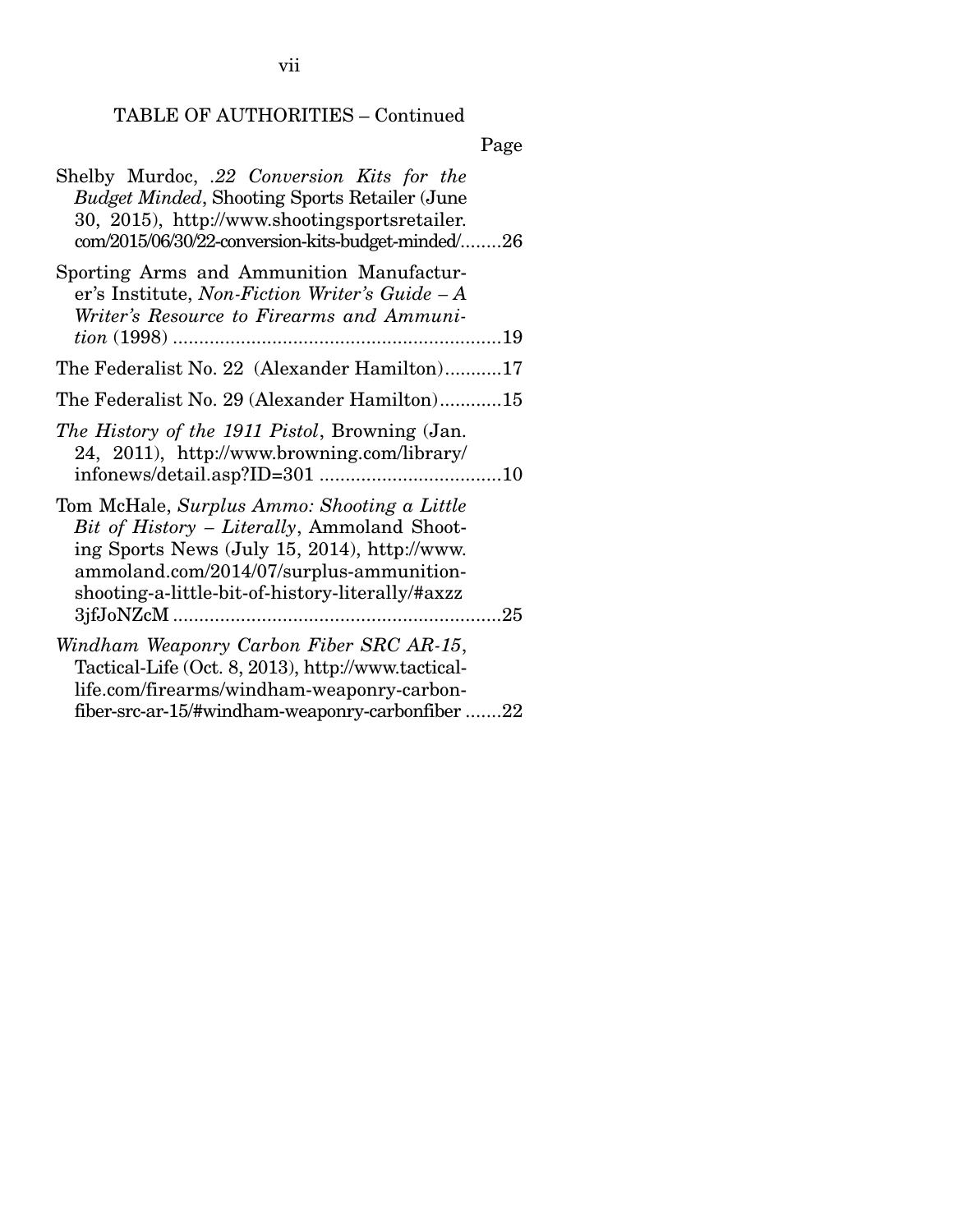TABLE OF AUTHORITIES – Continued

Page

Shelby Murdoc, *.22 Conversion Kits for the Budget Minded*, Shooting Sports Retailer (June 30, 2015), http://www.shootingsportsretailer.com/2015/06/30/22-conversion-kits-budget-minded/........26

Sporting Arms and Ammunition Manufacturer's Institute, *Non-Fiction Writer's Guide – A Writer's Resource to Firearms and Ammunition* (1998) ...............................................................19

The Federalist No. 22 (Alexander Hamilton)...........17

The Federalist No. 29 (Alexander Hamilton)............15

*The History of the 1911 Pistol*, Browning (Jan. 24, 2011), http://www.browning.com/library/infonews/detail.asp?ID=301 ...................................10

Tom McHale, *Surplus Ammo: Shooting a Little Bit of History – Literally*, Ammoland Shooting Sports News (July 15, 2014), http://www.ammoland.com/2014/07/surplus-ammunition-shooting-a-little-bit-of-history-literally/#axzz3jfJoNZcM ...............................................................25

*Windham Weaponry Carbon Fiber SRC AR-15*, Tactical-Life (Oct. 8, 2013), http://www.tactical-life.com/firearms/windham-weaponry-carbon-fiber-src-ar-15/#windham-weaponry-carbonfiber .......22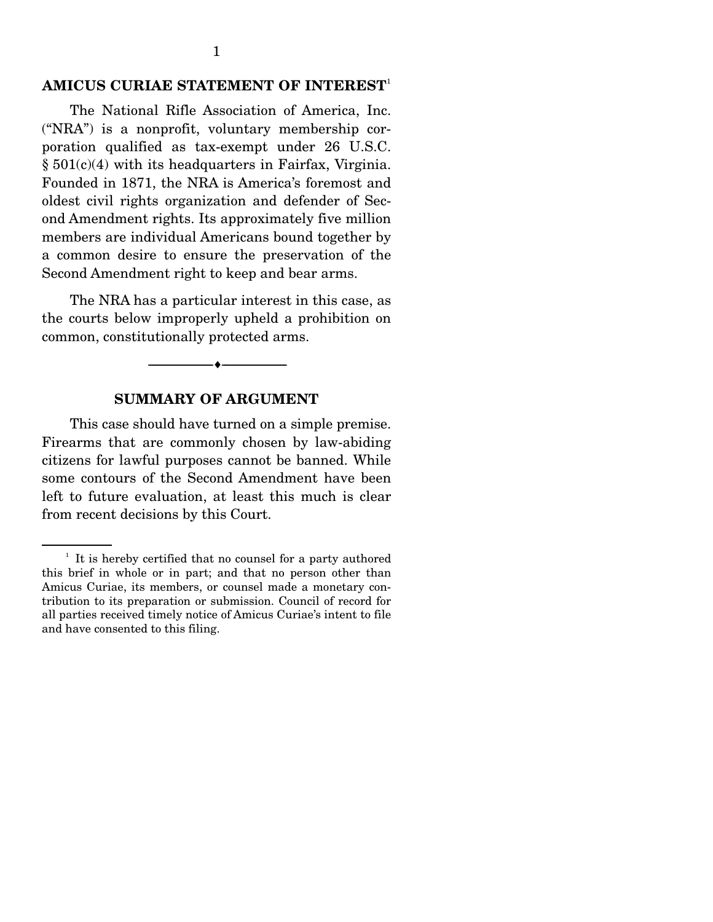## AMICUS CURIAE STATEMENT OF INTEREST[1]

The National Rifle Association of America, Inc. ("NRA") is a nonprofit, voluntary membership corporation qualified as tax-exempt under 26 U.S.C. § 501(c)(4) with its headquarters in Fairfax, Virginia. Founded in 1871, the NRA is America's foremost and oldest civil rights organization and defender of Second Amendment rights. Its approximately five million members are individual Americans bound together by a common desire to ensure the preservation of the Second Amendment right to keep and bear arms.

The NRA has a particular interest in this case, as the courts below improperly upheld a prohibition on common, constitutionally protected arms.

## SUMMARY OF ARGUMENT

This case should have turned on a simple premise. Firearms that are commonly chosen by law-abiding citizens for lawful purposes cannot be banned. While some contours of the Second Amendment have been left to future evaluation, at least this much is clear from recent decisions by this Court.

---

[1] It is hereby certified that no counsel for a party authored this brief in whole or in part; and that no person other than Amicus Curiae, its members, or counsel made a monetary contribution to its preparation or submission. Council of record for all parties received timely notice of Amicus Curiae's intent to file and have consented to this filing.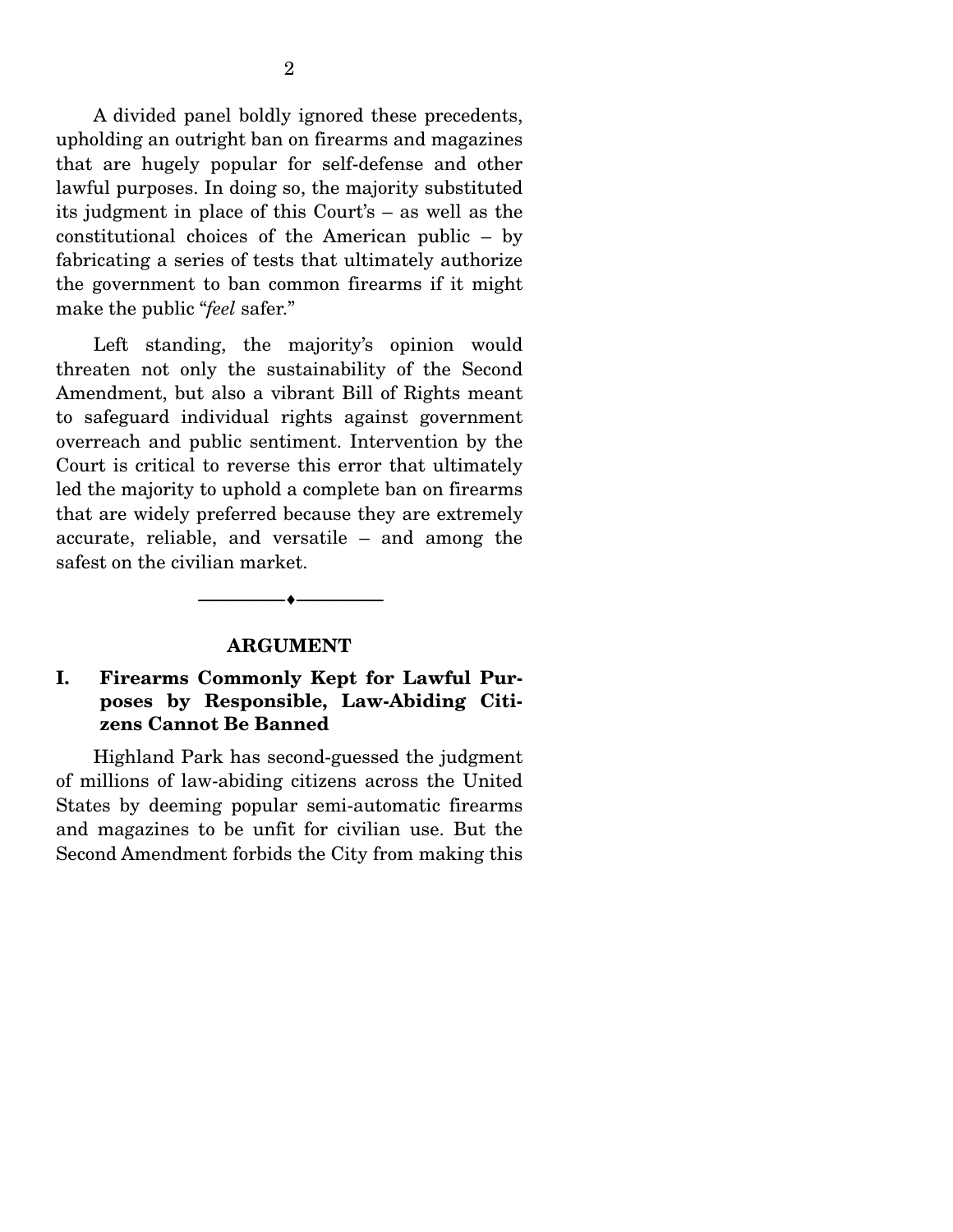A divided panel boldly ignored these precedents, upholding an outright ban on firearms and magazines that are hugely popular for self-defense and other lawful purposes. In doing so, the majority substituted its judgment in place of this Court's – as well as the constitutional choices of the American public – by fabricating a series of tests that ultimately authorize the government to ban common firearms if it might make the public "*feel* safer."

Left standing, the majority's opinion would threaten not only the sustainability of the Second Amendment, but also a vibrant Bill of Rights meant to safeguard individual rights against government overreach and public sentiment. Intervention by the Court is critical to reverse this error that ultimately led the majority to uphold a complete ban on firearms that are widely preferred because they are extremely accurate, reliable, and versatile – and among the safest on the civilian market.

---

## ARGUMENT

### I. Firearms Commonly Kept for Lawful Purposes by Responsible, Law-Abiding Citizens Cannot Be Banned

Highland Park has second-guessed the judgment of millions of law-abiding citizens across the United States by deeming popular semi-automatic firearms and magazines to be unfit for civilian use. But the Second Amendment forbids the City from making this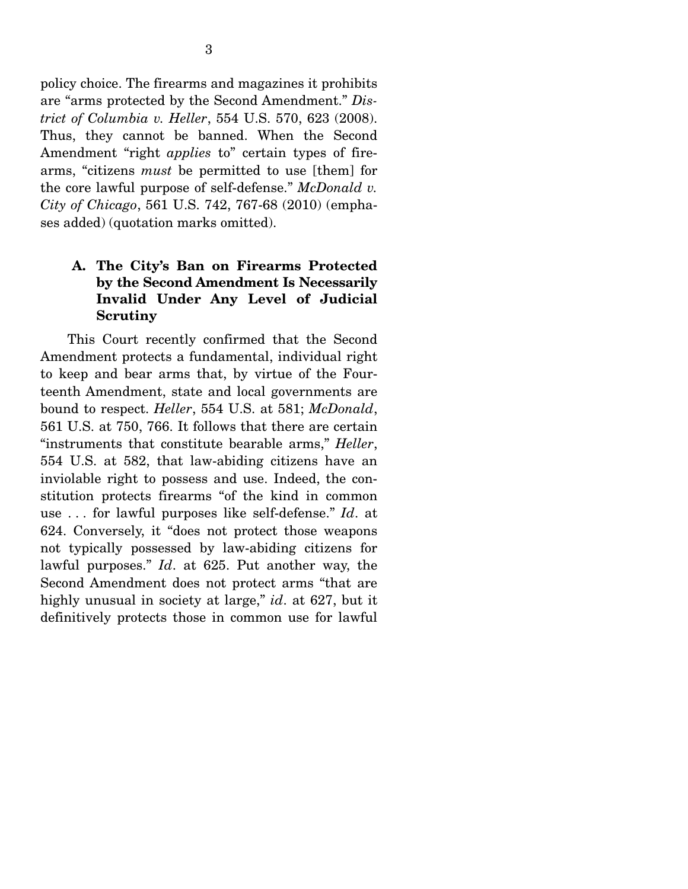policy choice. The firearms and magazines it prohibits are "arms protected by the Second Amendment." *District of Columbia v. Heller*, 554 U.S. 570, 623 (2008). Thus, they cannot be banned. When the Second Amendment "right *applies* to" certain types of firearms, "citizens *must* be permitted to use [them] for the core lawful purpose of self-defense." *McDonald v. City of Chicago*, 561 U.S. 742, 767-68 (2010) (emphases added) (quotation marks omitted).

### A. The City's Ban on Firearms Protected by the Second Amendment Is Necessarily Invalid Under Any Level of Judicial Scrutiny

This Court recently confirmed that the Second Amendment protects a fundamental, individual right to keep and bear arms that, by virtue of the Fourteenth Amendment, state and local governments are bound to respect. *Heller*, 554 U.S. at 581; *McDonald*, 561 U.S. at 750, 766. It follows that there are certain "instruments that constitute bearable arms," *Heller*, 554 U.S. at 582, that law-abiding citizens have an inviolable right to possess and use. Indeed, the constitution protects firearms "of the kind in common use . . . for lawful purposes like self-defense." *Id*. at 624. Conversely, it "does not protect those weapons not typically possessed by law-abiding citizens for lawful purposes." *Id*. at 625. Put another way, the Second Amendment does not protect arms "that are highly unusual in society at large," *id*. at 627, but it definitively protects those in common use for lawful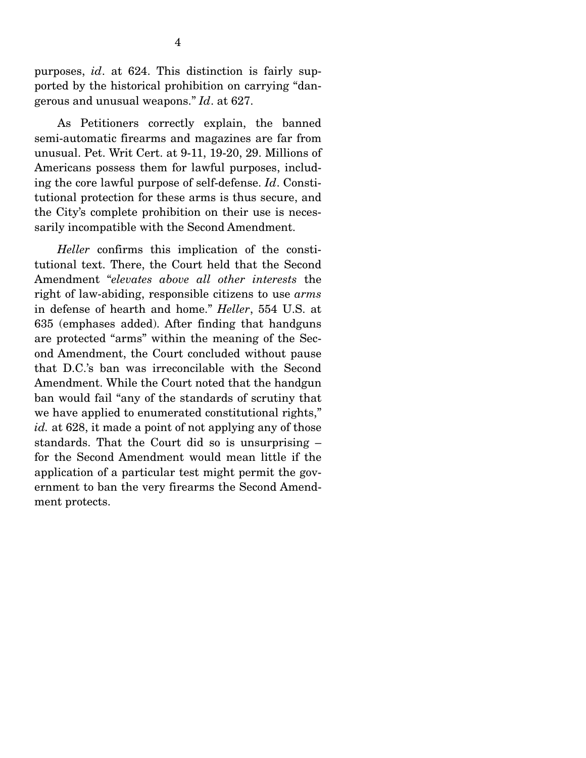purposes, *id*. at 624. This distinction is fairly supported by the historical prohibition on carrying "dangerous and unusual weapons." *Id*. at 627.

As Petitioners correctly explain, the banned semi-automatic firearms and magazines are far from unusual. Pet. Writ Cert. at 9-11, 19-20, 29. Millions of Americans possess them for lawful purposes, including the core lawful purpose of self-defense. *Id*. Constitutional protection for these arms is thus secure, and the City's complete prohibition on their use is necessarily incompatible with the Second Amendment.

*Heller* confirms this implication of the constitutional text. There, the Court held that the Second Amendment "*elevates above all other interests* the right of law-abiding, responsible citizens to use *arms* in defense of hearth and home." *Heller*, 554 U.S. at 635 (emphases added). After finding that handguns are protected "arms" within the meaning of the Second Amendment, the Court concluded without pause that D.C.'s ban was irreconcilable with the Second Amendment. While the Court noted that the handgun ban would fail "any of the standards of scrutiny that we have applied to enumerated constitutional rights," *id.* at 628, it made a point of not applying any of those standards. That the Court did so is unsurprising – for the Second Amendment would mean little if the application of a particular test might permit the government to ban the very firearms the Second Amendment protects.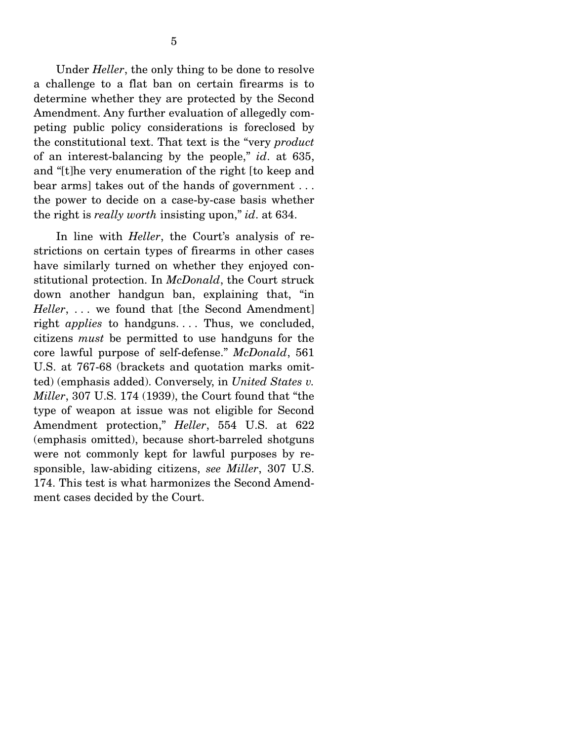Under *Heller*, the only thing to be done to resolve a challenge to a flat ban on certain firearms is to determine whether they are protected by the Second Amendment. Any further evaluation of allegedly competing public policy considerations is foreclosed by the constitutional text. That text is the "very *product* of an interest-balancing by the people," *id*. at 635, and "[t]he very enumeration of the right [to keep and bear arms] takes out of the hands of government . . . the power to decide on a case-by-case basis whether the right is *really worth* insisting upon," *id*. at 634.

In line with *Heller*, the Court's analysis of restrictions on certain types of firearms in other cases have similarly turned on whether they enjoyed constitutional protection. In *McDonald*, the Court struck down another handgun ban, explaining that, "in *Heller*, . . . we found that [the Second Amendment] right *applies* to handguns. . . . Thus, we concluded, citizens *must* be permitted to use handguns for the core lawful purpose of self-defense." *McDonald*, 561 U.S. at 767-68 (brackets and quotation marks omitted) (emphasis added). Conversely, in *United States v. Miller*, 307 U.S. 174 (1939), the Court found that "the type of weapon at issue was not eligible for Second Amendment protection," *Heller*, 554 U.S. at 622 (emphasis omitted), because short-barreled shotguns were not commonly kept for lawful purposes by responsible, law-abiding citizens, *see Miller*, 307 U.S. 174. This test is what harmonizes the Second Amendment cases decided by the Court.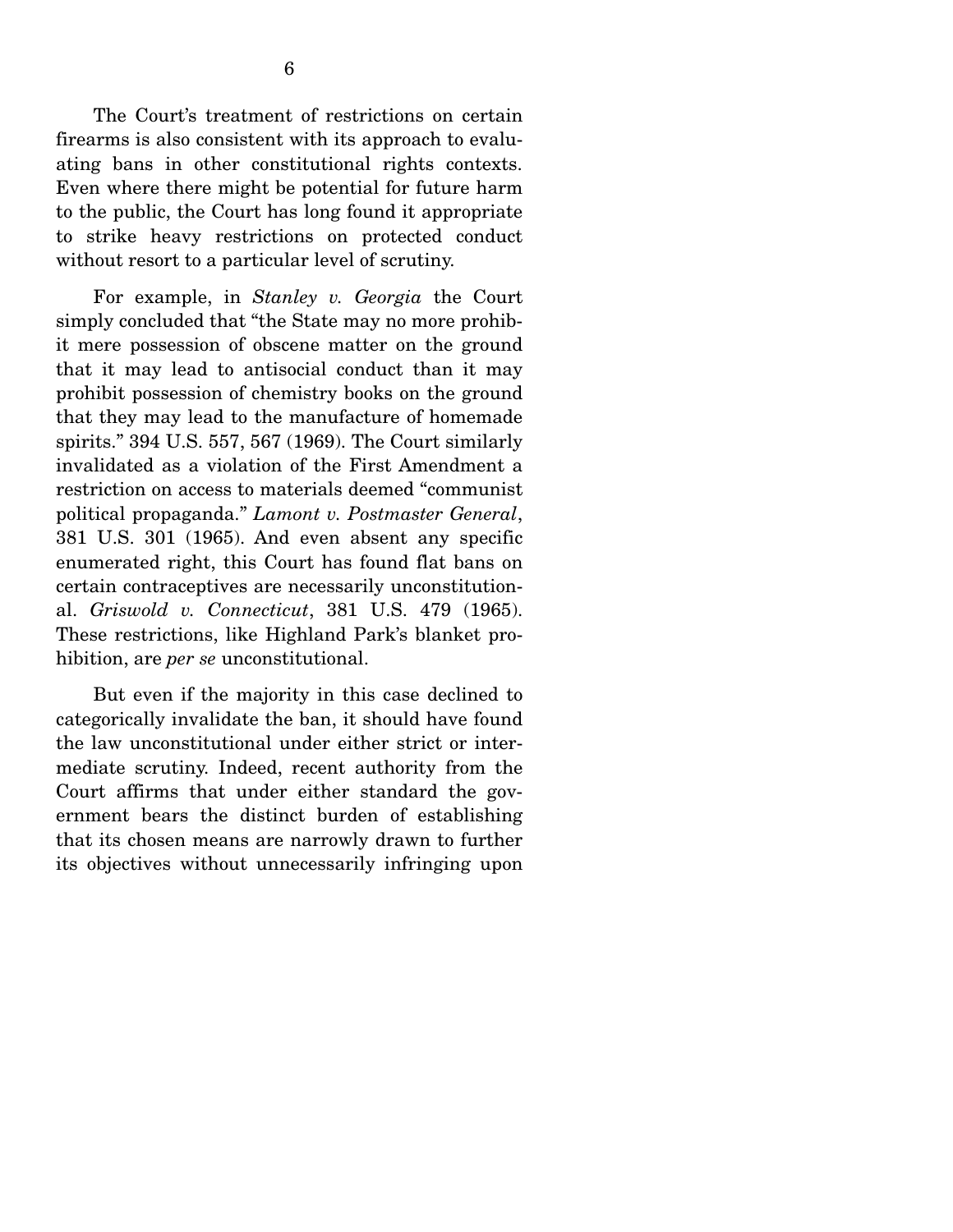The Court's treatment of restrictions on certain firearms is also consistent with its approach to evaluating bans in other constitutional rights contexts. Even where there might be potential for future harm to the public, the Court has long found it appropriate to strike heavy restrictions on protected conduct without resort to a particular level of scrutiny.

For example, in *Stanley v. Georgia* the Court simply concluded that "the State may no more prohibit mere possession of obscene matter on the ground that it may lead to antisocial conduct than it may prohibit possession of chemistry books on the ground that they may lead to the manufacture of homemade spirits." 394 U.S. 557, 567 (1969). The Court similarly invalidated as a violation of the First Amendment a restriction on access to materials deemed "communist political propaganda." *Lamont v. Postmaster General*, 381 U.S. 301 (1965). And even absent any specific enumerated right, this Court has found flat bans on certain contraceptives are necessarily unconstitutional. *Griswold v. Connecticut*, 381 U.S. 479 (1965). These restrictions, like Highland Park's blanket prohibition, are *per se* unconstitutional.

But even if the majority in this case declined to categorically invalidate the ban, it should have found the law unconstitutional under either strict or intermediate scrutiny. Indeed, recent authority from the Court affirms that under either standard the government bears the distinct burden of establishing that its chosen means are narrowly drawn to further its objectives without unnecessarily infringing upon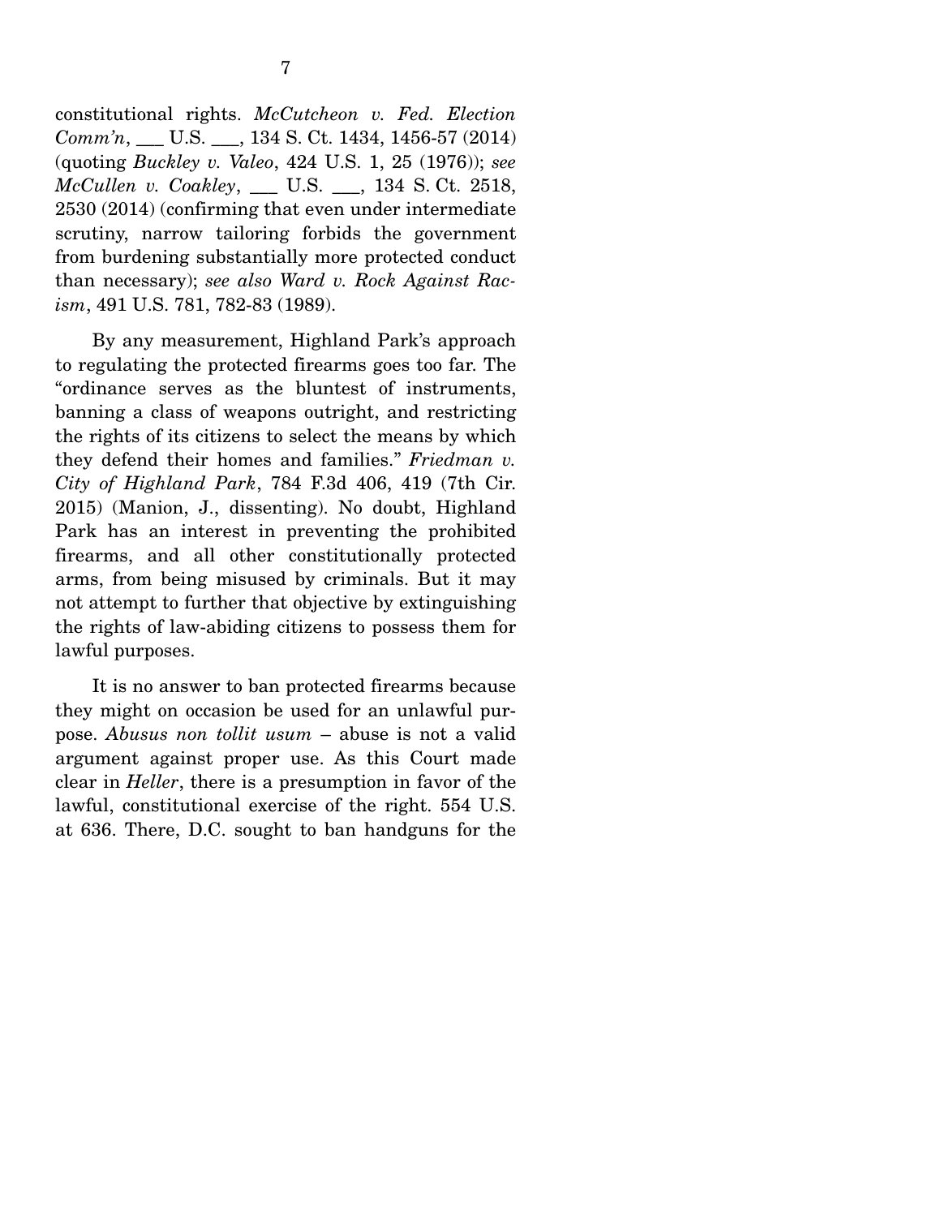constitutional rights. *McCutcheon v. Fed. Election Comm'n*, ___ U.S. ___, 134 S. Ct. 1434, 1456-57 (2014) (quoting *Buckley v. Valeo*, 424 U.S. 1, 25 (1976)); *see McCullen v. Coakley*, ___ U.S. ___, 134 S. Ct. 2518, 2530 (2014) (confirming that even under intermediate scrutiny, narrow tailoring forbids the government from burdening substantially more protected conduct than necessary); *see also Ward v. Rock Against Racism*, 491 U.S. 781, 782-83 (1989).

By any measurement, Highland Park's approach to regulating the protected firearms goes too far. The "ordinance serves as the bluntest of instruments, banning a class of weapons outright, and restricting the rights of its citizens to select the means by which they defend their homes and families." *Friedman v. City of Highland Park*, 784 F.3d 406, 419 (7th Cir. 2015) (Manion, J., dissenting). No doubt, Highland Park has an interest in preventing the prohibited firearms, and all other constitutionally protected arms, from being misused by criminals. But it may not attempt to further that objective by extinguishing the rights of law-abiding citizens to possess them for lawful purposes.

It is no answer to ban protected firearms because they might on occasion be used for an unlawful purpose. *Abusus non tollit usum* – abuse is not a valid argument against proper use. As this Court made clear in *Heller*, there is a presumption in favor of the lawful, constitutional exercise of the right. 554 U.S. at 636. There, D.C. sought to ban handguns for the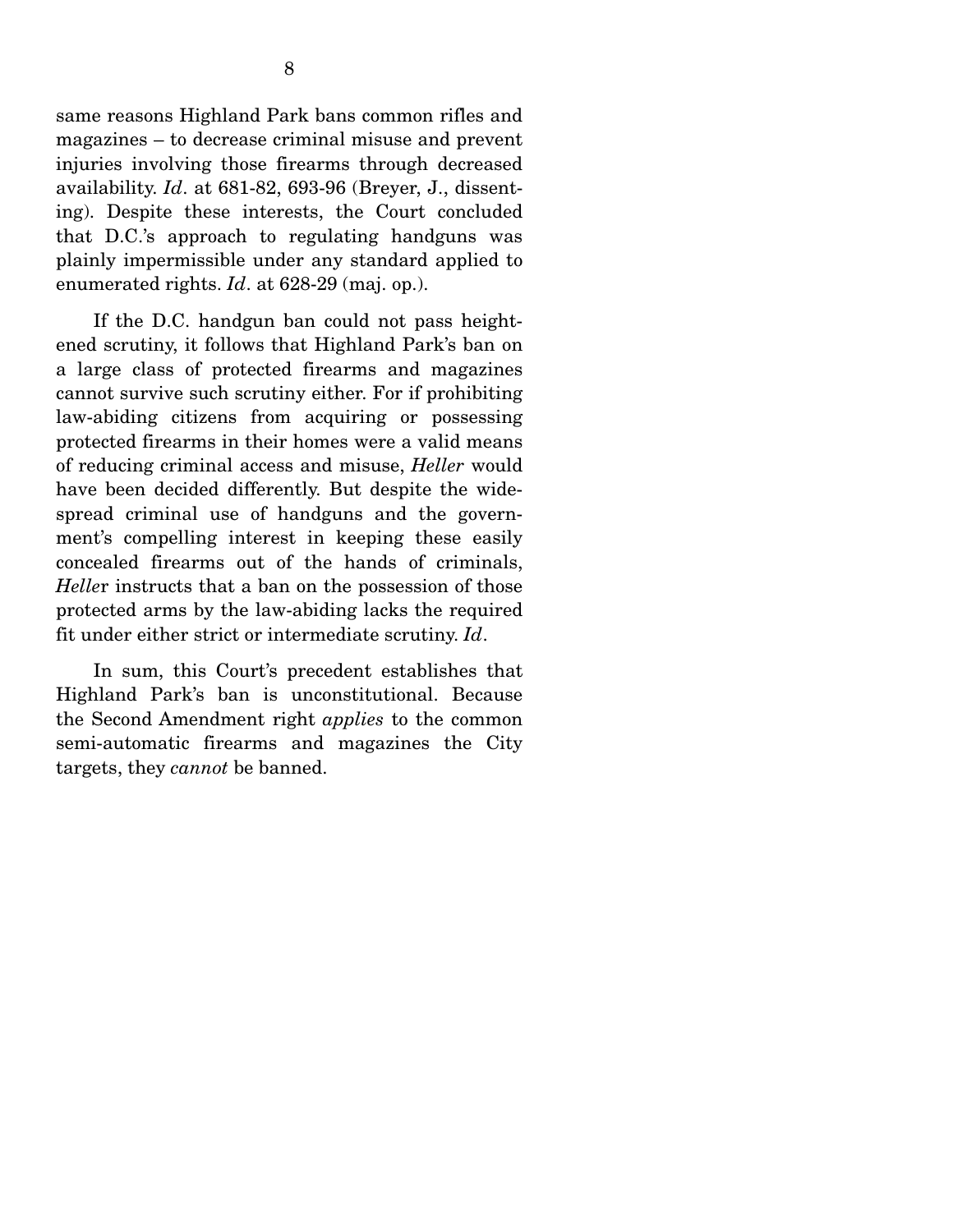same reasons Highland Park bans common rifles and magazines – to decrease criminal misuse and prevent injuries involving those firearms through decreased availability. *Id*. at 681-82, 693-96 (Breyer, J., dissenting). Despite these interests, the Court concluded that D.C.'s approach to regulating handguns was plainly impermissible under any standard applied to enumerated rights. *Id*. at 628-29 (maj. op.).

If the D.C. handgun ban could not pass heightened scrutiny, it follows that Highland Park's ban on a large class of protected firearms and magazines cannot survive such scrutiny either. For if prohibiting law-abiding citizens from acquiring or possessing protected firearms in their homes were a valid means of reducing criminal access and misuse, *Heller* would have been decided differently. But despite the widespread criminal use of handguns and the government's compelling interest in keeping these easily concealed firearms out of the hands of criminals, *Heller* instructs that a ban on the possession of those protected arms by the law-abiding lacks the required fit under either strict or intermediate scrutiny. *Id*.

In sum, this Court's precedent establishes that Highland Park's ban is unconstitutional. Because the Second Amendment right *applies* to the common semi-automatic firearms and magazines the City targets, they *cannot* be banned.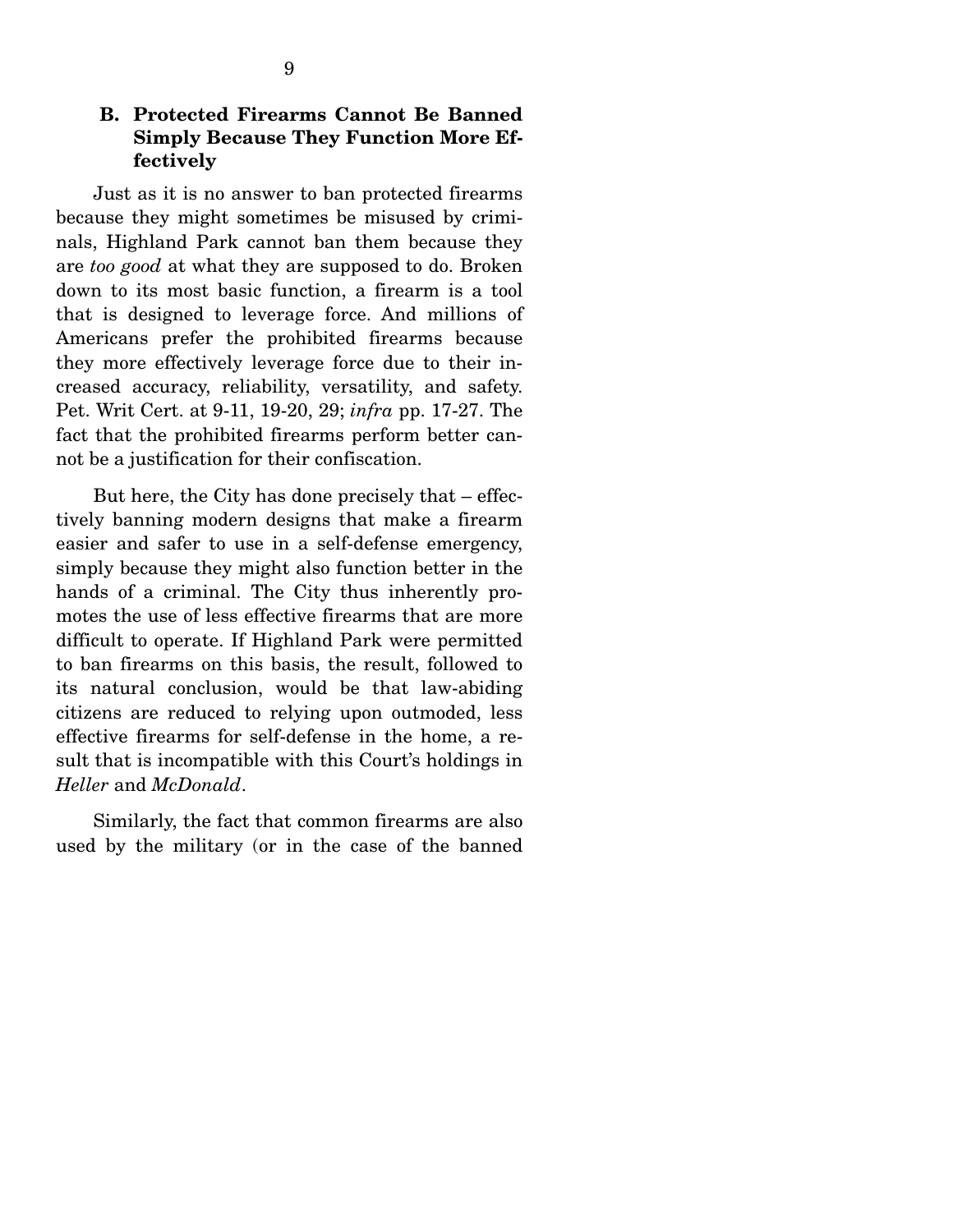### B. Protected Firearms Cannot Be Banned Simply Because They Function More Effectively

Just as it is no answer to ban protected firearms because they might sometimes be misused by criminals, Highland Park cannot ban them because they are *too good* at what they are supposed to do. Broken down to its most basic function, a firearm is a tool that is designed to leverage force. And millions of Americans prefer the prohibited firearms because they more effectively leverage force due to their increased accuracy, reliability, versatility, and safety. Pet. Writ Cert. at 9-11, 19-20, 29; *infra* pp. 17-27. The fact that the prohibited firearms perform better cannot be a justification for their confiscation.

But here, the City has done precisely that – effectively banning modern designs that make a firearm easier and safer to use in a self-defense emergency, simply because they might also function better in the hands of a criminal. The City thus inherently promotes the use of less effective firearms that are more difficult to operate. If Highland Park were permitted to ban firearms on this basis, the result, followed to its natural conclusion, would be that law-abiding citizens are reduced to relying upon outmoded, less effective firearms for self-defense in the home, a result that is incompatible with this Court's holdings in *Heller* and *McDonald*.

Similarly, the fact that common firearms are also used by the military (or in the case of the banned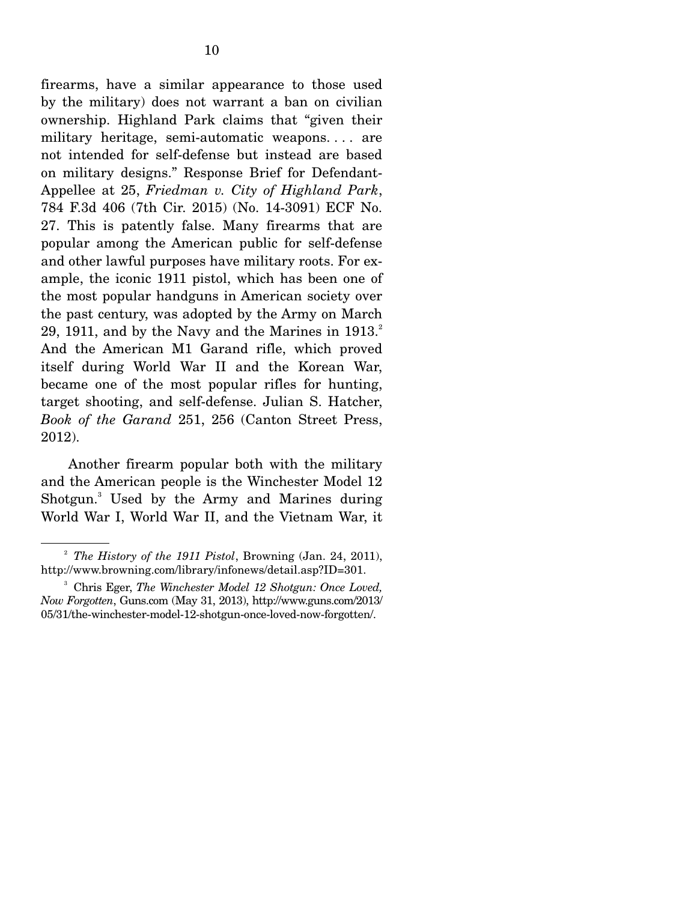firearms, have a similar appearance to those used by the military) does not warrant a ban on civilian ownership. Highland Park claims that "given their military heritage, semi-automatic weapons. . . . are not intended for self-defense but instead are based on military designs." Response Brief for Defendant-Appellee at 25, *Friedman v. City of Highland Park*, 784 F.3d 406 (7th Cir. 2015) (No. 14-3091) ECF No. 27. This is patently false. Many firearms that are popular among the American public for self-defense and other lawful purposes have military roots. For example, the iconic 1911 pistol, which has been one of the most popular handguns in American society over the past century, was adopted by the Army on March 29, 1911, and by the Navy and the Marines in 1913.[2] And the American M1 Garand rifle, which proved itself during World War II and the Korean War, became one of the most popular rifles for hunting, target shooting, and self-defense. Julian S. Hatcher, *Book of the Garand* 251, 256 (Canton Street Press, 2012).

Another firearm popular both with the military and the American people is the Winchester Model 12 Shotgun.[3] Used by the Army and Marines during World War I, World War II, and the Vietnam War, it

---

[2] *The History of the 1911 Pistol*, Browning (Jan. 24, 2011), http://www.browning.com/library/infonews/detail.asp?ID=301.

[3] Chris Eger, *The Winchester Model 12 Shotgun: Once Loved, Now Forgotten*, Guns.com (May 31, 2013), http://www.guns.com/2013/05/31/the-winchester-model-12-shotgun-once-loved-now-forgotten/.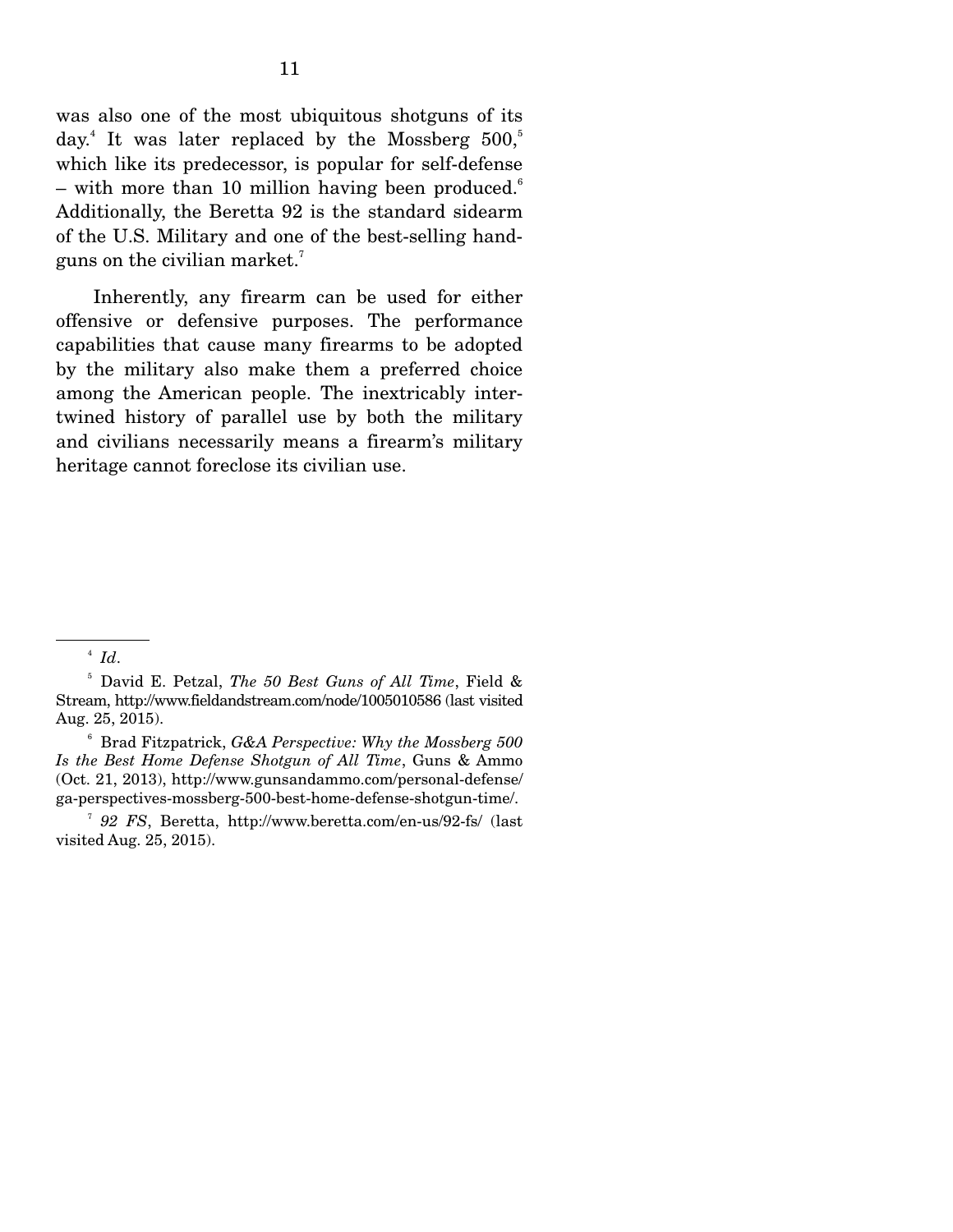was also one of the most ubiquitous shotguns of its day.[4] It was later replaced by the Mossberg 500,[5] which like its predecessor, is popular for self-defense – with more than 10 million having been produced.[6] Additionally, the Beretta 92 is the standard sidearm of the U.S. Military and one of the best-selling handguns on the civilian market.[7]

Inherently, any firearm can be used for either offensive or defensive purposes. The performance capabilities that cause many firearms to be adopted by the military also make them a preferred choice among the American people. The inextricably intertwined history of parallel use by both the military and civilians necessarily means a firearm's military heritage cannot foreclose its civilian use.

---

[4] *Id*.

[5] David E. Petzal, *The 50 Best Guns of All Time*, Field & Stream, http://www.fieldandstream.com/node/1005010586 (last visited Aug. 25, 2015).

[6] Brad Fitzpatrick, *G&A Perspective: Why the Mossberg 500 Is the Best Home Defense Shotgun of All Time*, Guns & Ammo (Oct. 21, 2013), http://www.gunsandammo.com/personal-defense/ga-perspectives-mossberg-500-best-home-defense-shotgun-time/.

[7] *92 FS*, Beretta, http://www.beretta.com/en-us/92-fs/ (last visited Aug. 25, 2015).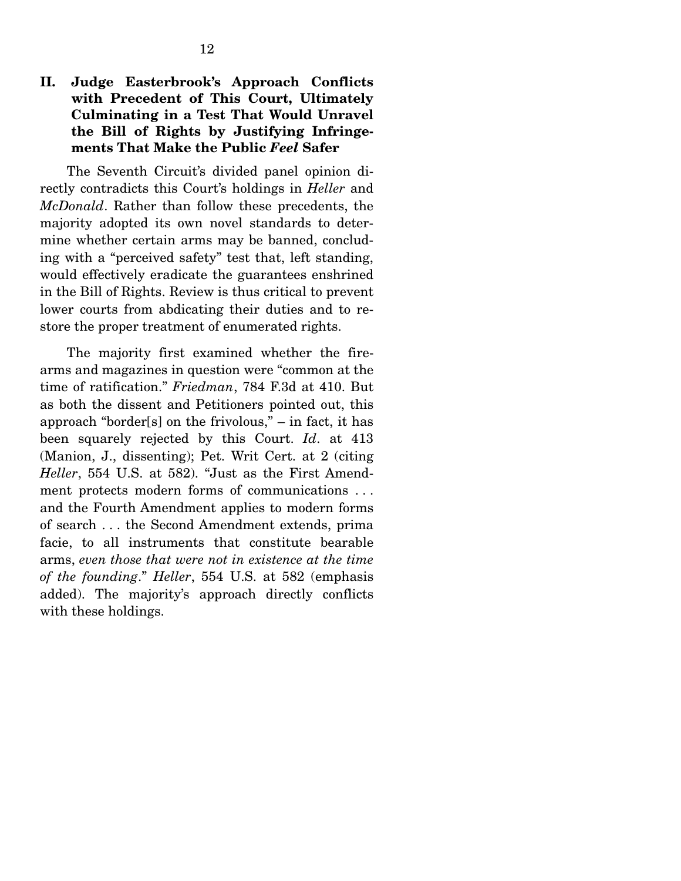## II. Judge Easterbrook's Approach Conflicts with Precedent of This Court, Ultimately Culminating in a Test That Would Unravel the Bill of Rights by Justifying Infringements That Make the Public *Feel* Safer

The Seventh Circuit's divided panel opinion directly contradicts this Court's holdings in *Heller* and *McDonald*. Rather than follow these precedents, the majority adopted its own novel standards to determine whether certain arms may be banned, concluding with a "perceived safety" test that, left standing, would effectively eradicate the guarantees enshrined in the Bill of Rights. Review is thus critical to prevent lower courts from abdicating their duties and to restore the proper treatment of enumerated rights.

The majority first examined whether the firearms and magazines in question were "common at the time of ratification." *Friedman*, 784 F.3d at 410. But as both the dissent and Petitioners pointed out, this approach "border[s] on the frivolous," – in fact, it has been squarely rejected by this Court. *Id*. at 413 (Manion, J., dissenting); Pet. Writ Cert. at 2 (citing *Heller*, 554 U.S. at 582). "Just as the First Amendment protects modern forms of communications . . . and the Fourth Amendment applies to modern forms of search . . . the Second Amendment extends, prima facie, to all instruments that constitute bearable arms, *even those that were not in existence at the time of the founding*." *Heller*, 554 U.S. at 582 (emphasis added). The majority's approach directly conflicts with these holdings.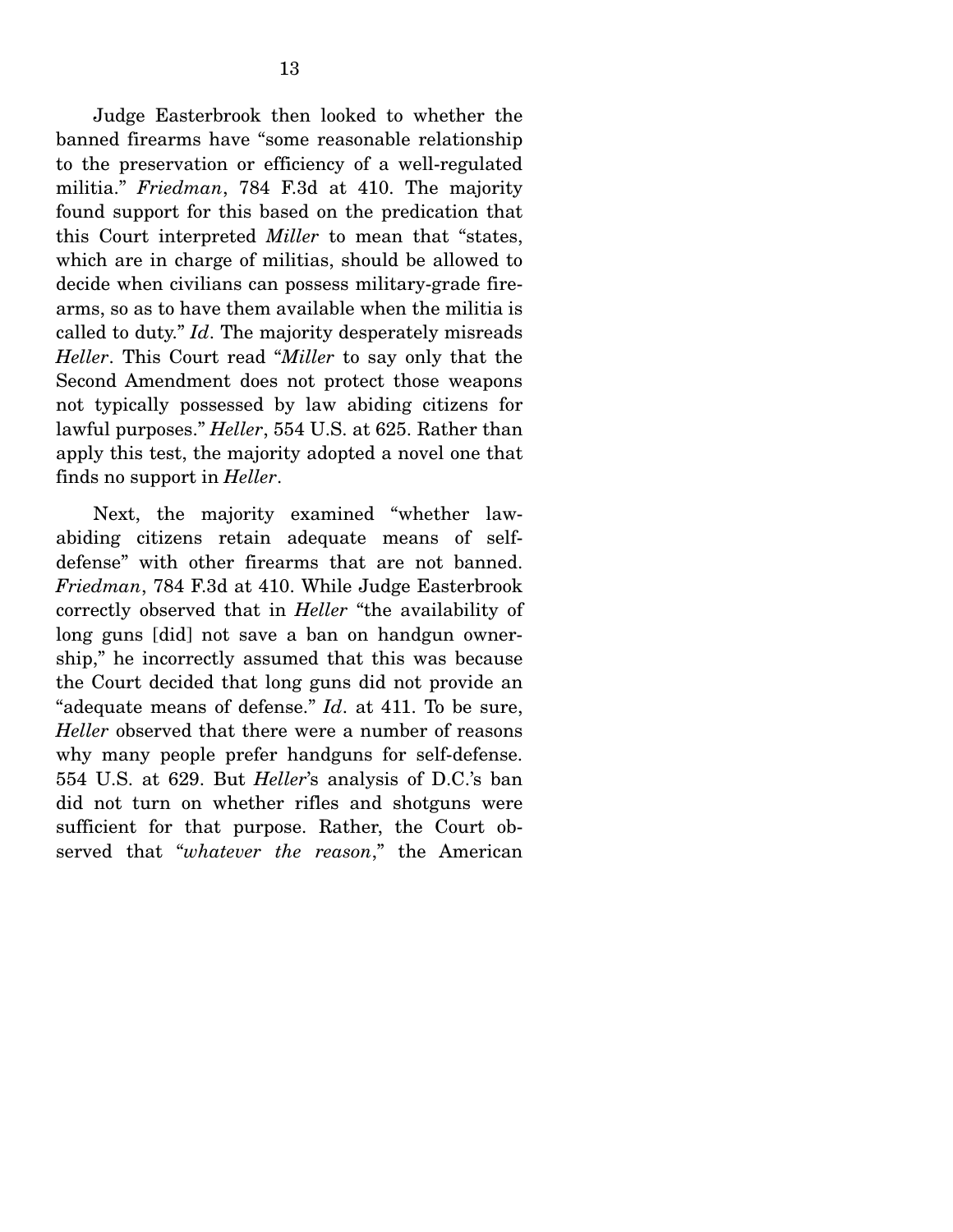Judge Easterbrook then looked to whether the banned firearms have "some reasonable relationship to the preservation or efficiency of a well-regulated militia." *Friedman*, 784 F.3d at 410. The majority found support for this based on the predication that this Court interpreted *Miller* to mean that "states, which are in charge of militias, should be allowed to decide when civilians can possess military-grade firearms, so as to have them available when the militia is called to duty." *Id*. The majority desperately misreads *Heller*. This Court read "*Miller* to say only that the Second Amendment does not protect those weapons not typically possessed by law abiding citizens for lawful purposes." *Heller*, 554 U.S. at 625. Rather than apply this test, the majority adopted a novel one that finds no support in *Heller*.

Next, the majority examined "whether law-abiding citizens retain adequate means of self-defense" with other firearms that are not banned. *Friedman*, 784 F.3d at 410. While Judge Easterbrook correctly observed that in *Heller* "the availability of long guns [did] not save a ban on handgun ownership," he incorrectly assumed that this was because the Court decided that long guns did not provide an "adequate means of defense." *Id*. at 411. To be sure, *Heller* observed that there were a number of reasons why many people prefer handguns for self-defense. 554 U.S. at 629. But *Heller*'s analysis of D.C.'s ban did not turn on whether rifles and shotguns were sufficient for that purpose. Rather, the Court observed that "*whatever the reason*," the American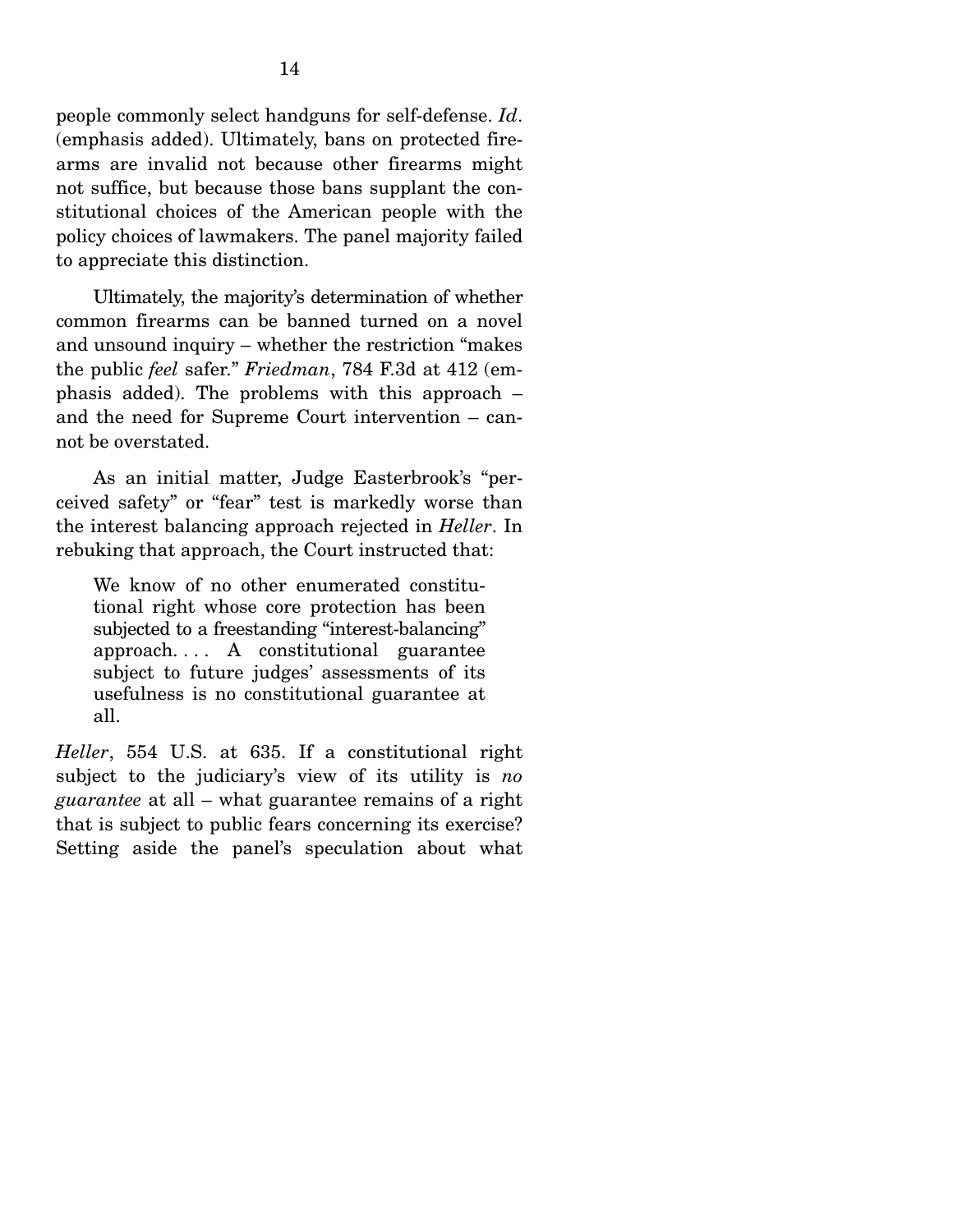people commonly select handguns for self-defense. *Id*. (emphasis added). Ultimately, bans on protected firearms are invalid not because other firearms might not suffice, but because those bans supplant the constitutional choices of the American people with the policy choices of lawmakers. The panel majority failed to appreciate this distinction.

Ultimately, the majority's determination of whether common firearms can be banned turned on a novel and unsound inquiry – whether the restriction "makes the public *feel* safer." *Friedman*, 784 F.3d at 412 (emphasis added). The problems with this approach – and the need for Supreme Court intervention – cannot be overstated.

As an initial matter, Judge Easterbrook's "perceived safety" or "fear" test is markedly worse than the interest balancing approach rejected in *Heller*. In rebuking that approach, the Court instructed that:

> We know of no other enumerated constitutional right whose core protection has been subjected to a freestanding "interest-balancing" approach. . . . A constitutional guarantee subject to future judges' assessments of its usefulness is no constitutional guarantee at all.

*Heller*, 554 U.S. at 635. If a constitutional right subject to the judiciary's view of its utility is *no guarantee* at all – what guarantee remains of a right that is subject to public fears concerning its exercise? Setting aside the panel's speculation about what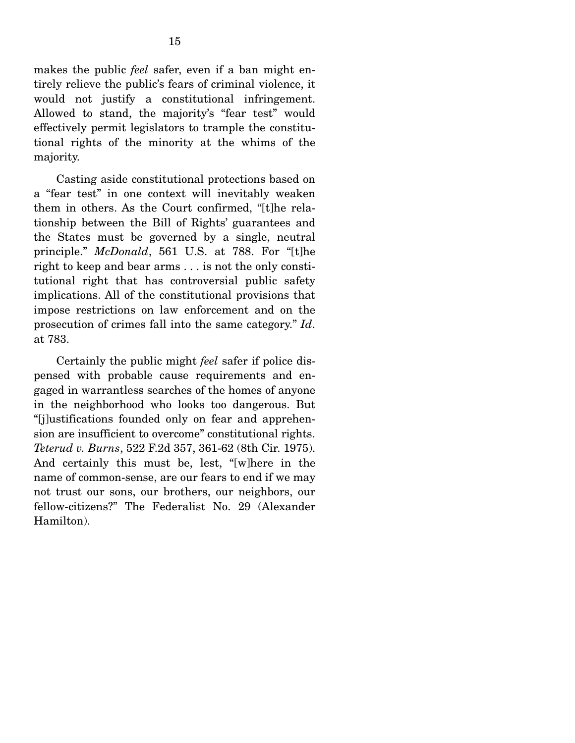makes the public *feel* safer, even if a ban might entirely relieve the public's fears of criminal violence, it would not justify a constitutional infringement. Allowed to stand, the majority's "fear test" would effectively permit legislators to trample the constitutional rights of the minority at the whims of the majority.

Casting aside constitutional protections based on a "fear test" in one context will inevitably weaken them in others. As the Court confirmed, "[t]he relationship between the Bill of Rights' guarantees and the States must be governed by a single, neutral principle." *McDonald*, 561 U.S. at 788. For "[t]he right to keep and bear arms . . . is not the only constitutional right that has controversial public safety implications. All of the constitutional provisions that impose restrictions on law enforcement and on the prosecution of crimes fall into the same category." *Id*. at 783.

Certainly the public might *feel* safer if police dispensed with probable cause requirements and engaged in warrantless searches of the homes of anyone in the neighborhood who looks too dangerous. But "[j]ustifications founded only on fear and apprehension are insufficient to overcome" constitutional rights. *Teterud v. Burns*, 522 F.2d 357, 361-62 (8th Cir. 1975). And certainly this must be, lest, "[w]here in the name of common-sense, are our fears to end if we may not trust our sons, our brothers, our neighbors, our fellow-citizens?" The Federalist No. 29 (Alexander Hamilton).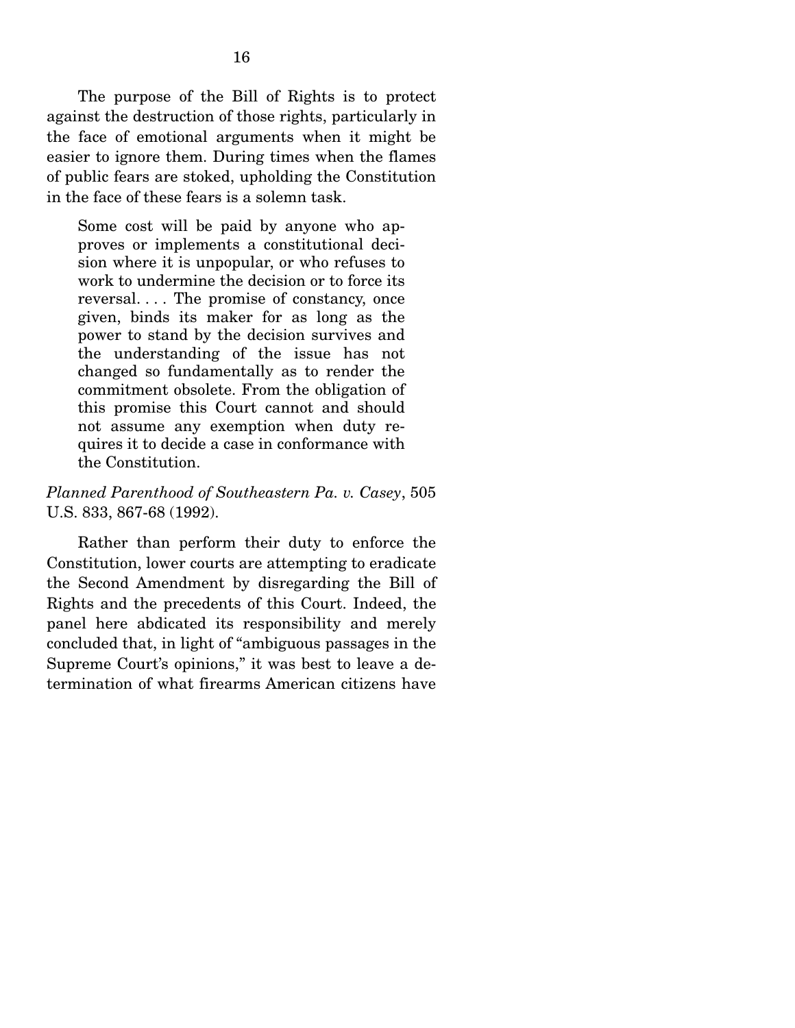The purpose of the Bill of Rights is to protect against the destruction of those rights, particularly in the face of emotional arguments when it might be easier to ignore them. During times when the flames of public fears are stoked, upholding the Constitution in the face of these fears is a solemn task.

> Some cost will be paid by anyone who approves or implements a constitutional decision where it is unpopular, or who refuses to work to undermine the decision or to force its reversal. . . . The promise of constancy, once given, binds its maker for as long as the power to stand by the decision survives and the understanding of the issue has not changed so fundamentally as to render the commitment obsolete. From the obligation of this promise this Court cannot and should not assume any exemption when duty requires it to decide a case in conformance with the Constitution.

*Planned Parenthood of Southeastern Pa. v. Casey*, 505 U.S. 833, 867-68 (1992).

Rather than perform their duty to enforce the Constitution, lower courts are attempting to eradicate the Second Amendment by disregarding the Bill of Rights and the precedents of this Court. Indeed, the panel here abdicated its responsibility and merely concluded that, in light of "ambiguous passages in the Supreme Court's opinions," it was best to leave a determination of what firearms American citizens have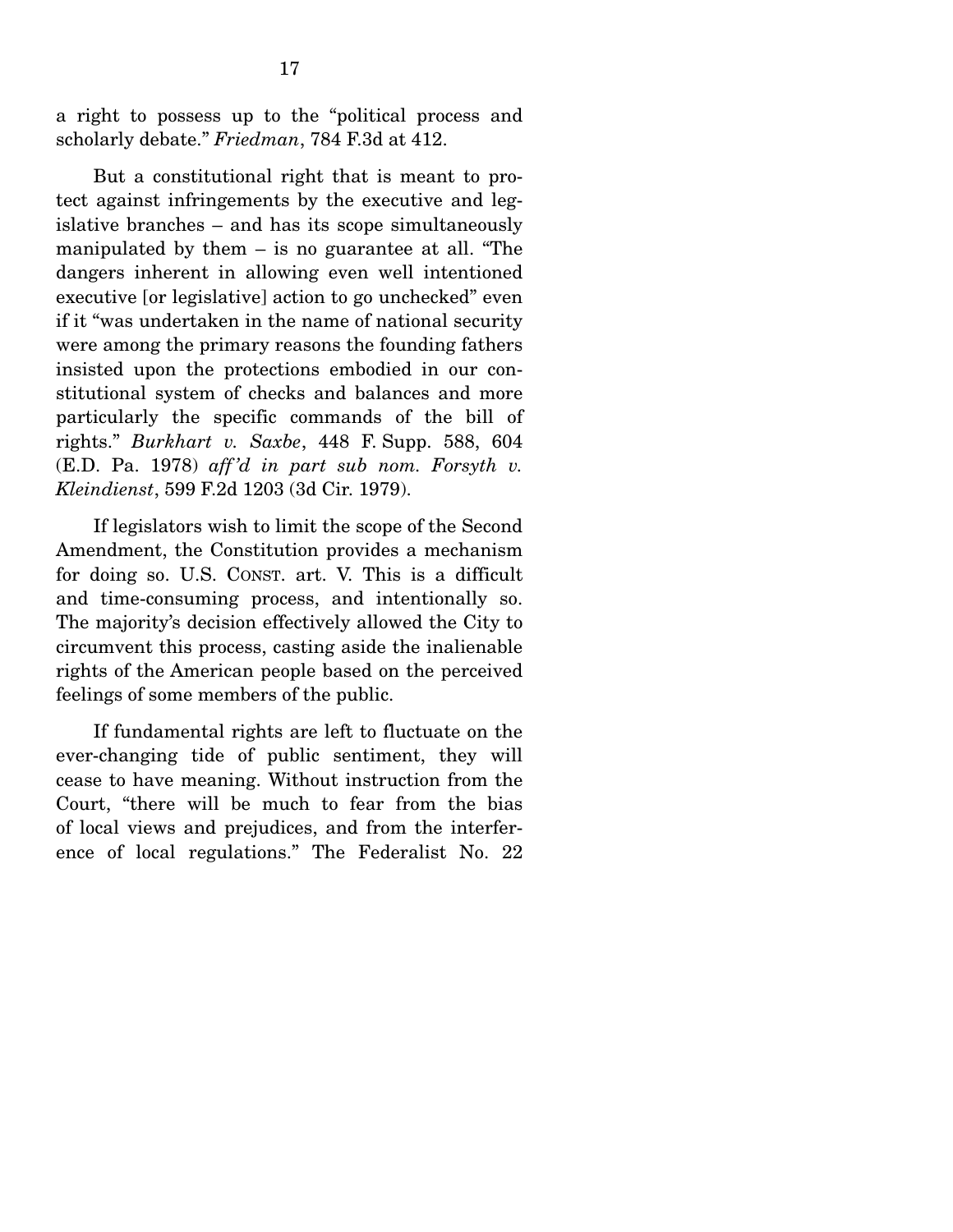a right to possess up to the "political process and scholarly debate." *Friedman*, 784 F.3d at 412.

But a constitutional right that is meant to protect against infringements by the executive and legislative branches – and has its scope simultaneously manipulated by them – is no guarantee at all. "The dangers inherent in allowing even well intentioned executive [or legislative] action to go unchecked" even if it "was undertaken in the name of national security were among the primary reasons the founding fathers insisted upon the protections embodied in our constitutional system of checks and balances and more particularly the specific commands of the bill of rights." *Burkhart v. Saxbe*, 448 F. Supp. 588, 604 (E.D. Pa. 1978) *aff'd in part sub nom. Forsyth v. Kleindienst*, 599 F.2d 1203 (3d Cir. 1979).

If legislators wish to limit the scope of the Second Amendment, the Constitution provides a mechanism for doing so. U.S. CONST. art. V. This is a difficult and time-consuming process, and intentionally so. The majority's decision effectively allowed the City to circumvent this process, casting aside the inalienable rights of the American people based on the perceived feelings of some members of the public.

If fundamental rights are left to fluctuate on the ever-changing tide of public sentiment, they will cease to have meaning. Without instruction from the Court, "there will be much to fear from the bias of local views and prejudices, and from the interference of local regulations." The Federalist No. 22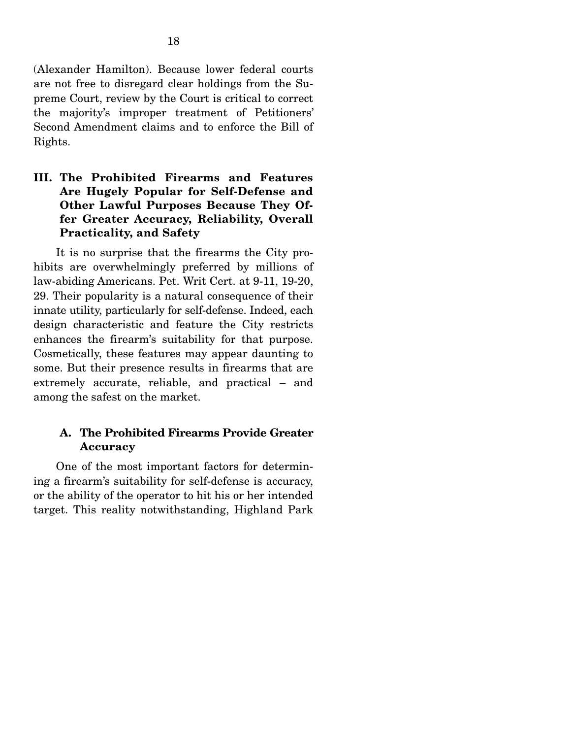(Alexander Hamilton). Because lower federal courts are not free to disregard clear holdings from the Supreme Court, review by the Court is critical to correct the majority's improper treatment of Petitioners' Second Amendment claims and to enforce the Bill of Rights.

## III. The Prohibited Firearms and Features Are Hugely Popular for Self-Defense and Other Lawful Purposes Because They Offer Greater Accuracy, Reliability, Overall Practicality, and Safety

It is no surprise that the firearms the City prohibits are overwhelmingly preferred by millions of law-abiding Americans. Pet. Writ Cert. at 9-11, 19-20, 29. Their popularity is a natural consequence of their innate utility, particularly for self-defense. Indeed, each design characteristic and feature the City restricts enhances the firearm's suitability for that purpose. Cosmetically, these features may appear daunting to some. But their presence results in firearms that are extremely accurate, reliable, and practical – and among the safest on the market.

### A. The Prohibited Firearms Provide Greater Accuracy

One of the most important factors for determining a firearm's suitability for self-defense is accuracy, or the ability of the operator to hit his or her intended target. This reality notwithstanding, Highland Park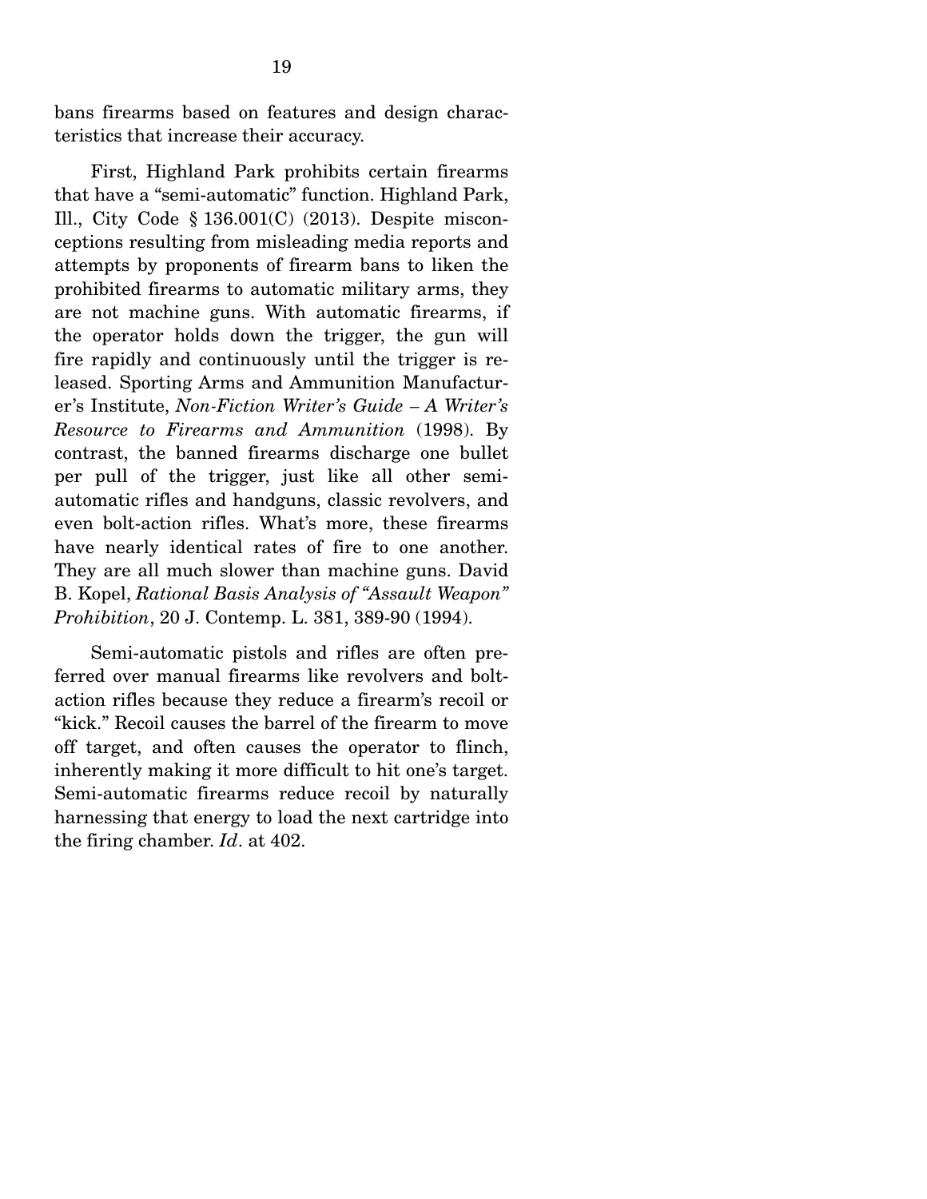bans firearms based on features and design characteristics that increase their accuracy.

First, Highland Park prohibits certain firearms that have a "semi-automatic" function. Highland Park, Ill., City Code § 136.001(C) (2013). Despite misconceptions resulting from misleading media reports and attempts by proponents of firearm bans to liken the prohibited firearms to automatic military arms, they are not machine guns. With automatic firearms, if the operator holds down the trigger, the gun will fire rapidly and continuously until the trigger is released. Sporting Arms and Ammunition Manufacturer's Institute, *Non-Fiction Writer's Guide – A Writer's Resource to Firearms and Ammunition* (1998). By contrast, the banned firearms discharge one bullet per pull of the trigger, just like all other semi-automatic rifles and handguns, classic revolvers, and even bolt-action rifles. What's more, these firearms have nearly identical rates of fire to one another. They are all much slower than machine guns. David B. Kopel, *Rational Basis Analysis of "Assault Weapon" Prohibition*, 20 J. Contemp. L. 381, 389-90 (1994).

Semi-automatic pistols and rifles are often preferred over manual firearms like revolvers and bolt-action rifles because they reduce a firearm's recoil or "kick." Recoil causes the barrel of the firearm to move off target, and often causes the operator to flinch, inherently making it more difficult to hit one's target. Semi-automatic firearms reduce recoil by naturally harnessing that energy to load the next cartridge into the firing chamber. *Id*. at 402.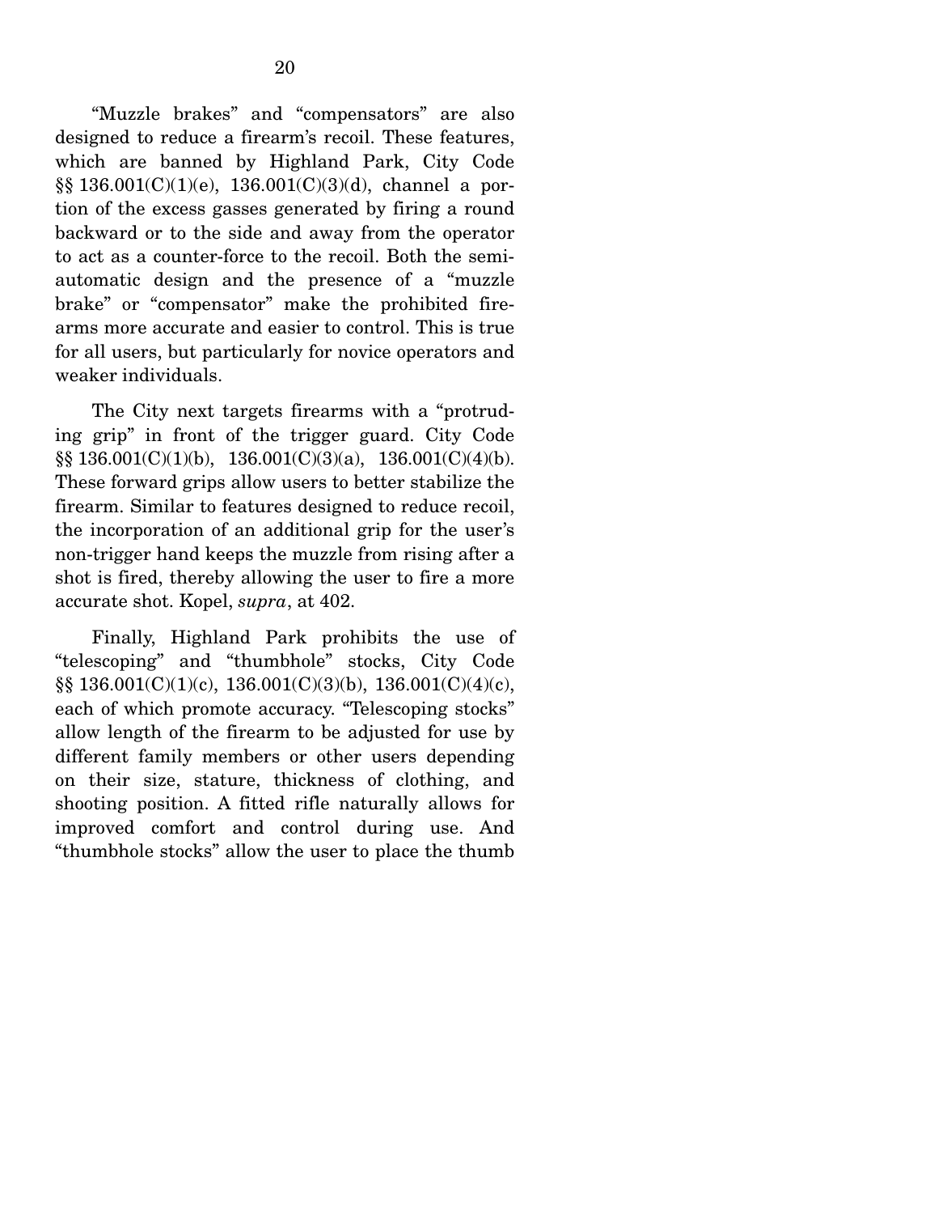"Muzzle brakes" and "compensators" are also designed to reduce a firearm's recoil. These features, which are banned by Highland Park, City Code §§ 136.001(C)(1)(e), 136.001(C)(3)(d), channel a portion of the excess gasses generated by firing a round backward or to the side and away from the operator to act as a counter-force to the recoil. Both the semi-automatic design and the presence of a "muzzle brake" or "compensator" make the prohibited firearms more accurate and easier to control. This is true for all users, but particularly for novice operators and weaker individuals.

The City next targets firearms with a "protruding grip" in front of the trigger guard. City Code §§ 136.001(C)(1)(b), 136.001(C)(3)(a), 136.001(C)(4)(b). These forward grips allow users to better stabilize the firearm. Similar to features designed to reduce recoil, the incorporation of an additional grip for the user's non-trigger hand keeps the muzzle from rising after a shot is fired, thereby allowing the user to fire a more accurate shot. Kopel, *supra*, at 402.

Finally, Highland Park prohibits the use of "telescoping" and "thumbhole" stocks, City Code §§ 136.001(C)(1)(c), 136.001(C)(3)(b), 136.001(C)(4)(c), each of which promote accuracy. "Telescoping stocks" allow length of the firearm to be adjusted for use by different family members or other users depending on their size, stature, thickness of clothing, and shooting position. A fitted rifle naturally allows for improved comfort and control during use. And "thumbhole stocks" allow the user to place the thumb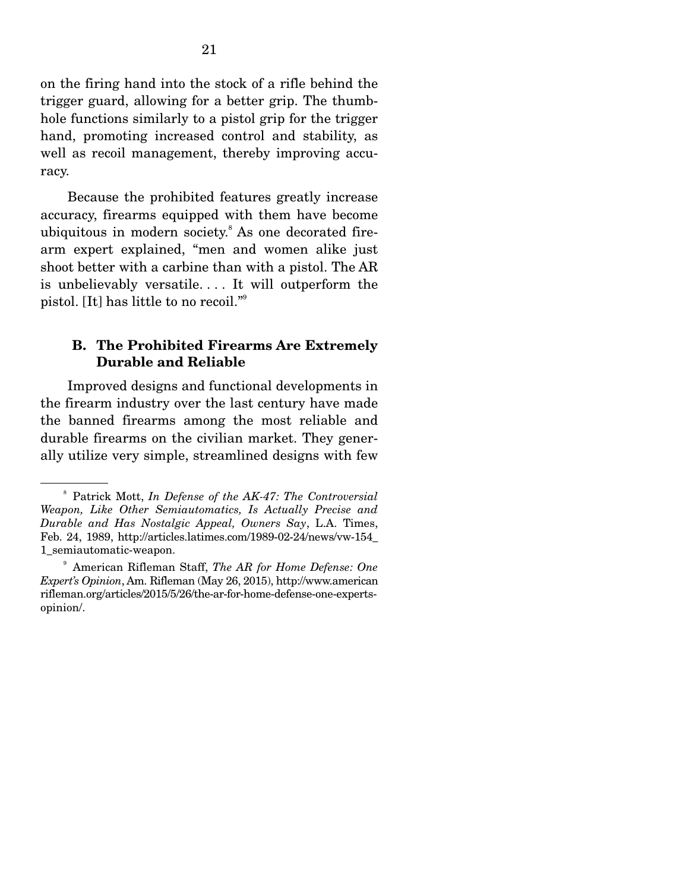on the firing hand into the stock of a rifle behind the trigger guard, allowing for a better grip. The thumbhole functions similarly to a pistol grip for the trigger hand, promoting increased control and stability, as well as recoil management, thereby improving accuracy.

Because the prohibited features greatly increase accuracy, firearms equipped with them have become ubiquitous in modern society.[8] As one decorated firearm expert explained, "men and women alike just shoot better with a carbine than with a pistol. The AR is unbelievably versatile. . . . It will outperform the pistol. [It] has little to no recoil."[9]

### B. The Prohibited Firearms Are Extremely Durable and Reliable

Improved designs and functional developments in the firearm industry over the last century have made the banned firearms among the most reliable and durable firearms on the civilian market. They generally utilize very simple, streamlined designs with few

---

[8] Patrick Mott, *In Defense of the AK-47: The Controversial Weapon, Like Other Semiautomatics, Is Actually Precise and Durable and Has Nostalgic Appeal, Owners Say*, L.A. Times, Feb. 24, 1989, http://articles.latimes.com/1989-02-24/news/vw-154_1_semiautomatic-weapon.

[9] American Rifleman Staff, *The AR for Home Defense: One Expert's Opinion*, Am. Rifleman (May 26, 2015), http://www.americanrifleman.org/articles/2015/5/26/the-ar-for-home-defense-one-experts-opinion/.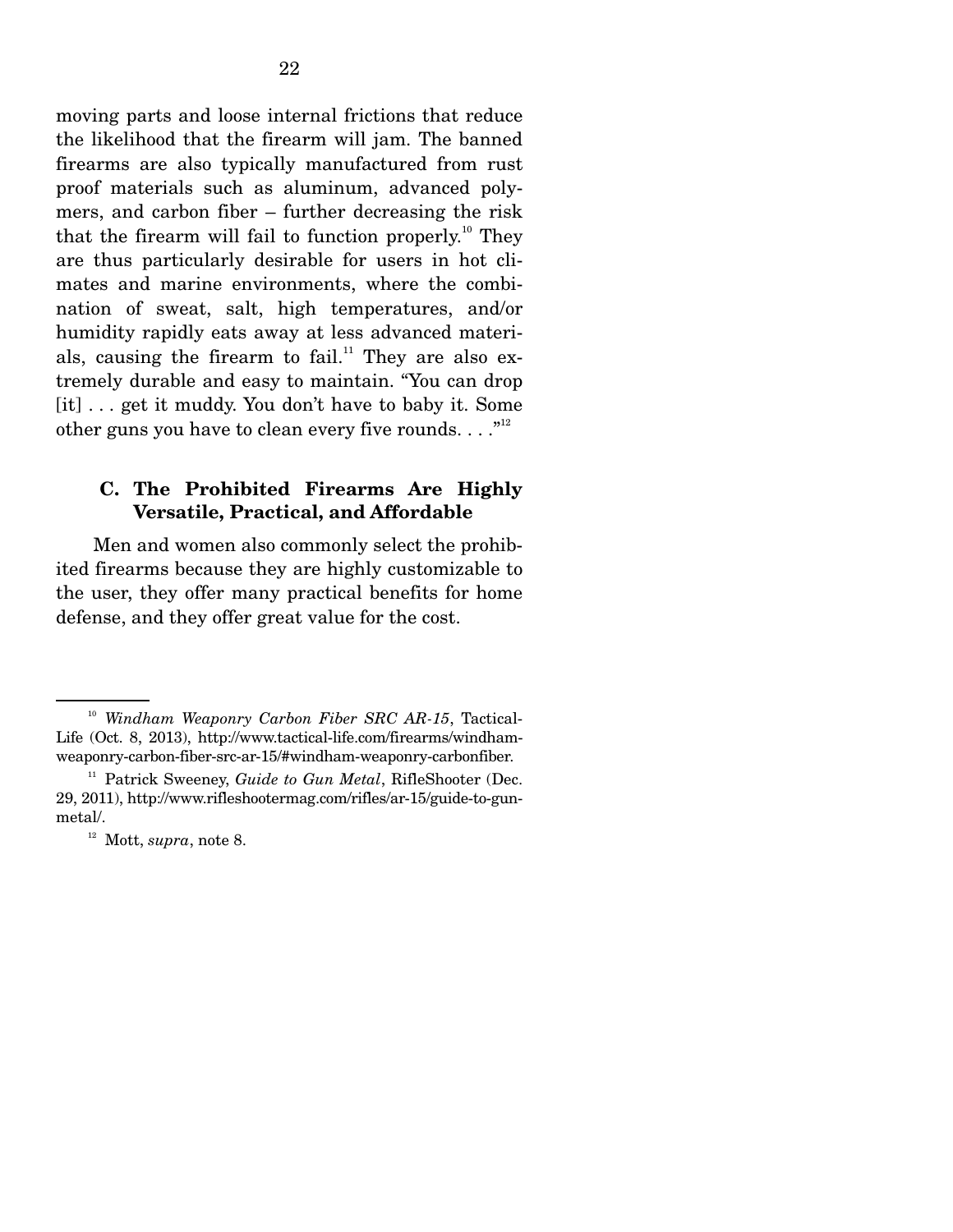moving parts and loose internal frictions that reduce the likelihood that the firearm will jam. The banned firearms are also typically manufactured from rust proof materials such as aluminum, advanced polymers, and carbon fiber – further decreasing the risk that the firearm will fail to function properly.[10] They are thus particularly desirable for users in hot climates and marine environments, where the combination of sweat, salt, high temperatures, and/or humidity rapidly eats away at less advanced materials, causing the firearm to fail.[11] They are also extremely durable and easy to maintain. "You can drop [it] . . . get it muddy. You don't have to baby it. Some other guns you have to clean every five rounds. . . ."[12]

### C. The Prohibited Firearms Are Highly Versatile, Practical, and Affordable

Men and women also commonly select the prohibited firearms because they are highly customizable to the user, they offer many practical benefits for home defense, and they offer great value for the cost.

---

[10] *Windham Weaponry Carbon Fiber SRC AR-15*, Tactical-Life (Oct. 8, 2013), http://www.tactical-life.com/firearms/windham-weaponry-carbon-fiber-src-ar-15/#windham-weaponry-carbonfiber.

[11] Patrick Sweeney, *Guide to Gun Metal*, RifleShooter (Dec. 29, 2011), http://www.rifleshootermag.com/rifles/ar-15/guide-to-gun-metal/.

[12] Mott, *supra*, note 8.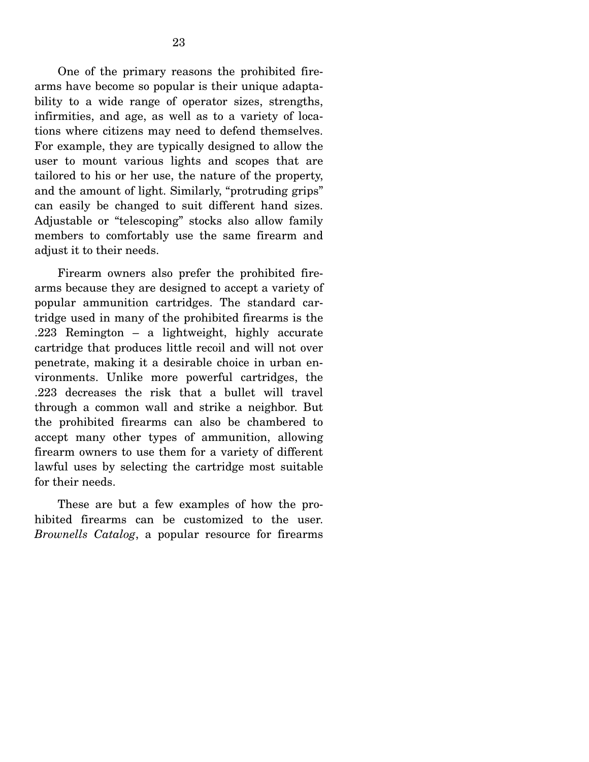One of the primary reasons the prohibited firearms have become so popular is their unique adaptability to a wide range of operator sizes, strengths, infirmities, and age, as well as to a variety of locations where citizens may need to defend themselves. For example, they are typically designed to allow the user to mount various lights and scopes that are tailored to his or her use, the nature of the property, and the amount of light. Similarly, "protruding grips" can easily be changed to suit different hand sizes. Adjustable or "telescoping" stocks also allow family members to comfortably use the same firearm and adjust it to their needs.

Firearm owners also prefer the prohibited firearms because they are designed to accept a variety of popular ammunition cartridges. The standard cartridge used in many of the prohibited firearms is the .223 Remington – a lightweight, highly accurate cartridge that produces little recoil and will not over penetrate, making it a desirable choice in urban environments. Unlike more powerful cartridges, the .223 decreases the risk that a bullet will travel through a common wall and strike a neighbor. But the prohibited firearms can also be chambered to accept many other types of ammunition, allowing firearm owners to use them for a variety of different lawful uses by selecting the cartridge most suitable for their needs.

These are but a few examples of how the prohibited firearms can be customized to the user. *Brownells Catalog*, a popular resource for firearms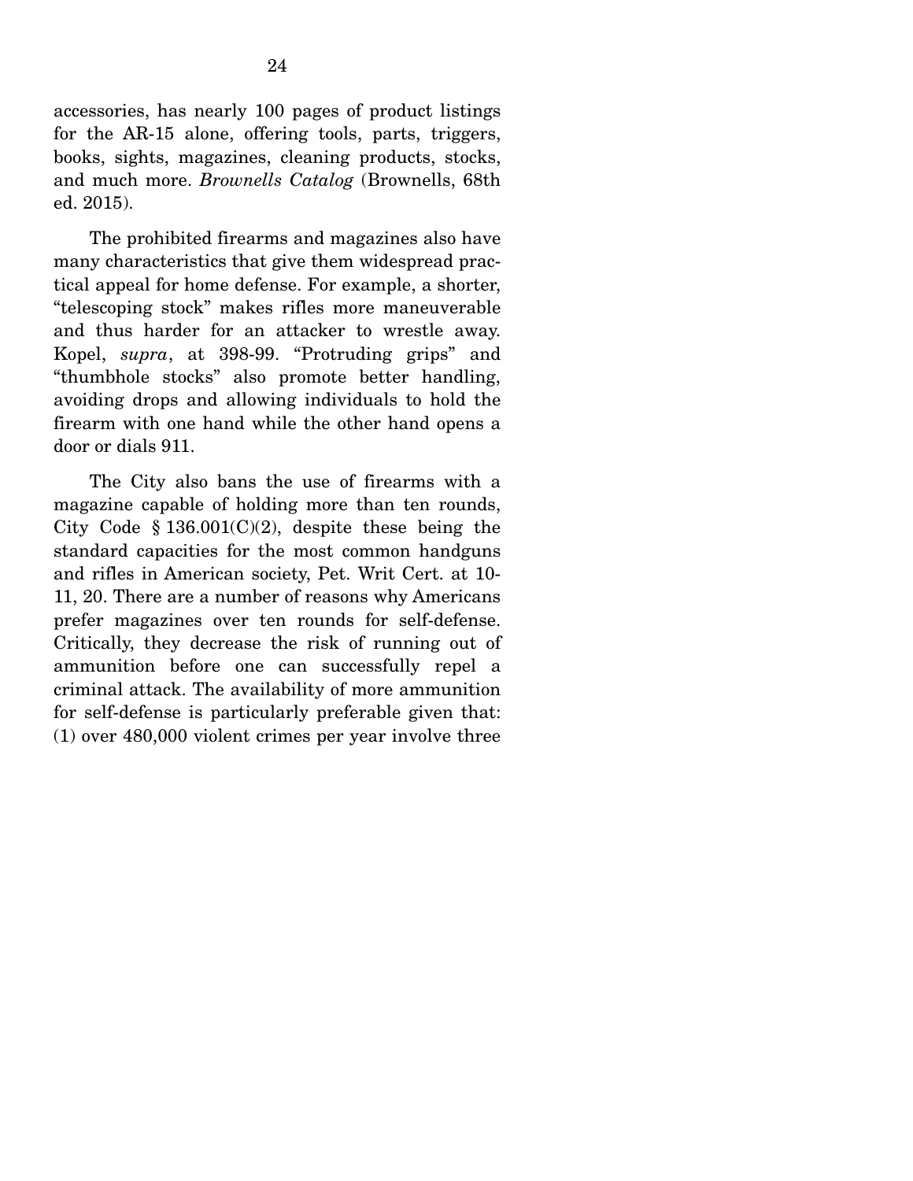accessories, has nearly 100 pages of product listings for the AR-15 alone, offering tools, parts, triggers, books, sights, magazines, cleaning products, stocks, and much more. *Brownells Catalog* (Brownells, 68th ed. 2015).

The prohibited firearms and magazines also have many characteristics that give them widespread practical appeal for home defense. For example, a shorter, "telescoping stock" makes rifles more maneuverable and thus harder for an attacker to wrestle away. Kopel, *supra*, at 398-99. "Protruding grips" and "thumbhole stocks" also promote better handling, avoiding drops and allowing individuals to hold the firearm with one hand while the other hand opens a door or dials 911.

The City also bans the use of firearms with a magazine capable of holding more than ten rounds, City Code § 136.001(C)(2), despite these being the standard capacities for the most common handguns and rifles in American society, Pet. Writ Cert. at 10-11, 20. There are a number of reasons why Americans prefer magazines over ten rounds for self-defense. Critically, they decrease the risk of running out of ammunition before one can successfully repel a criminal attack. The availability of more ammunition for self-defense is particularly preferable given that: (1) over 480,000 violent crimes per year involve three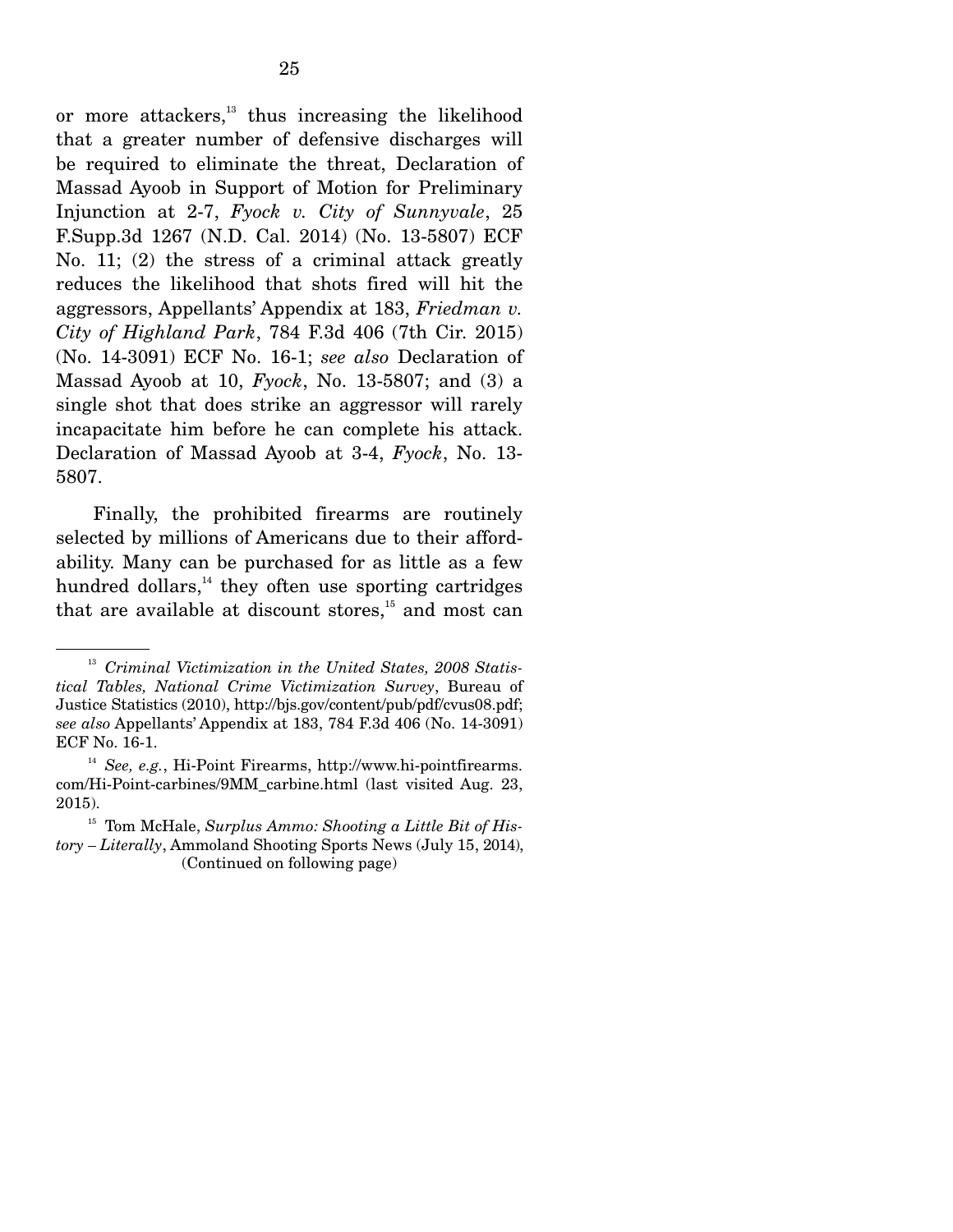or more attackers,[13] thus increasing the likelihood that a greater number of defensive discharges will be required to eliminate the threat, Declaration of Massad Ayoob in Support of Motion for Preliminary Injunction at 2-7, *Fyock v. City of Sunnyvale*, 25 F.Supp.3d 1267 (N.D. Cal. 2014) (No. 13-5807) ECF No. 11; (2) the stress of a criminal attack greatly reduces the likelihood that shots fired will hit the aggressors, Appellants' Appendix at 183, *Friedman v. City of Highland Park*, 784 F.3d 406 (7th Cir. 2015) (No. 14-3091) ECF No. 16-1; *see also* Declaration of Massad Ayoob at 10, *Fyock*, No. 13-5807; and (3) a single shot that does strike an aggressor will rarely incapacitate him before he can complete his attack. Declaration of Massad Ayoob at 3-4, *Fyock*, No. 13-5807.

Finally, the prohibited firearms are routinely selected by millions of Americans due to their affordability. Many can be purchased for as little as a few hundred dollars,[14] they often use sporting cartridges that are available at discount stores,[15] and most can

---

[13] *Criminal Victimization in the United States, 2008 Statistical Tables, National Crime Victimization Survey*, Bureau of Justice Statistics (2010), http://bjs.gov/content/pub/pdf/cvus08.pdf; *see also* Appellants' Appendix at 183, 784 F.3d 406 (No. 14-3091) ECF No. 16-1.

[14] *See, e.g.*, Hi-Point Firearms, http://www.hi-pointfirearms.com/Hi-Point-carbines/9MM_carbine.html (last visited Aug. 23, 2015).

[15] Tom McHale, *Surplus Ammo: Shooting a Little Bit of History – Literally*, Ammoland Shooting Sports News (July 15, 2014),

(Continued on following page)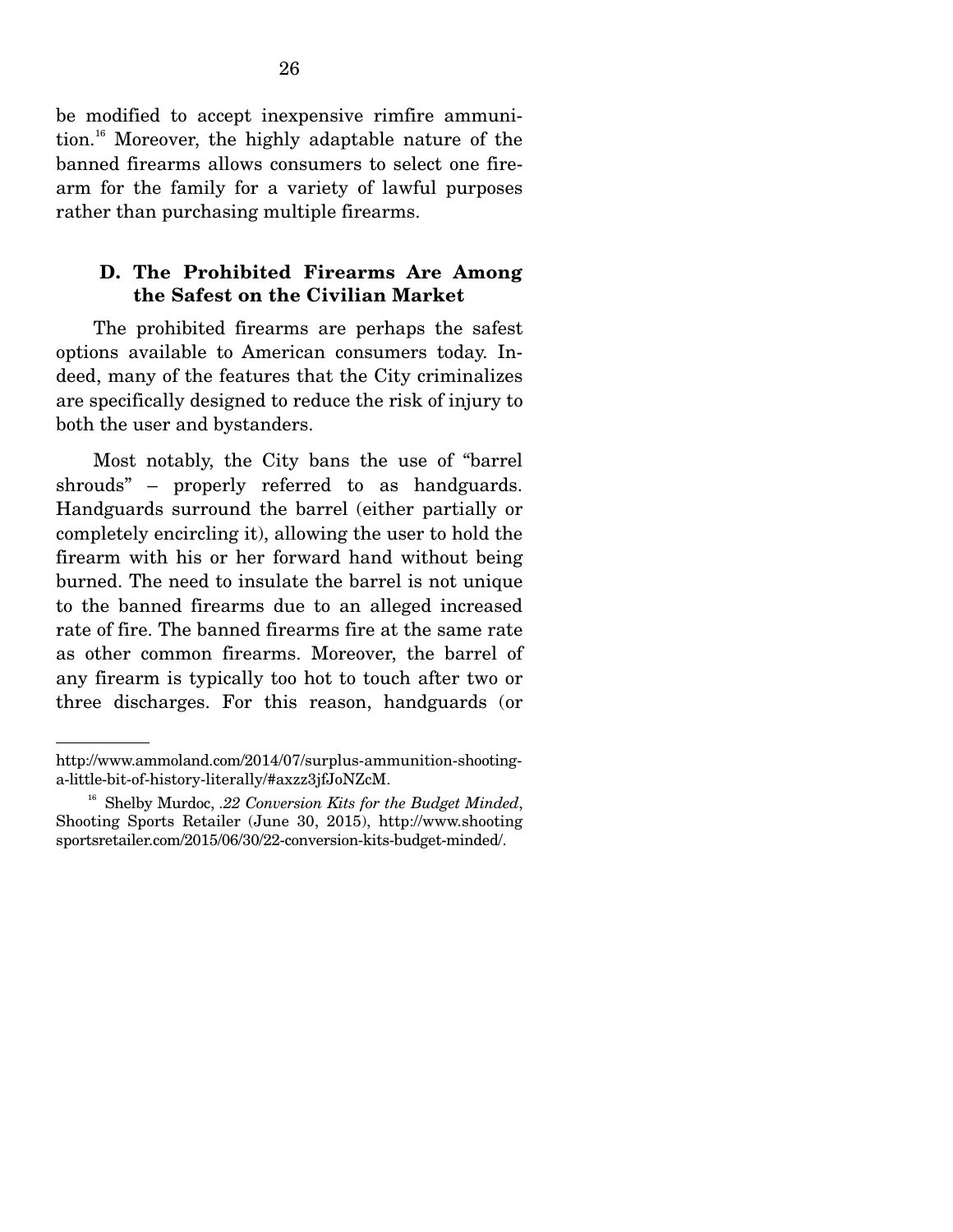be modified to accept inexpensive rimfire ammunition.[16] Moreover, the highly adaptable nature of the banned firearms allows consumers to select one firearm for the family for a variety of lawful purposes rather than purchasing multiple firearms.

### D. The Prohibited Firearms Are Among the Safest on the Civilian Market

The prohibited firearms are perhaps the safest options available to American consumers today. Indeed, many of the features that the City criminalizes are specifically designed to reduce the risk of injury to both the user and bystanders.

Most notably, the City bans the use of "barrel shrouds" – properly referred to as handguards. Handguards surround the barrel (either partially or completely encircling it), allowing the user to hold the firearm with his or her forward hand without being burned. The need to insulate the barrel is not unique to the banned firearms due to an alleged increased rate of fire. The banned firearms fire at the same rate as other common firearms. Moreover, the barrel of any firearm is typically too hot to touch after two or three discharges. For this reason, handguards (or

---

http://www.ammoland.com/2014/07/surplus-ammunition-shooting-a-little-bit-of-history-literally/#axzz3jfJoNZcM.

[16] Shelby Murdoc, *.22 Conversion Kits for the Budget Minded*, Shooting Sports Retailer (June 30, 2015), http://www.shootingsportsretailer.com/2015/06/30/22-conversion-kits-budget-minded/.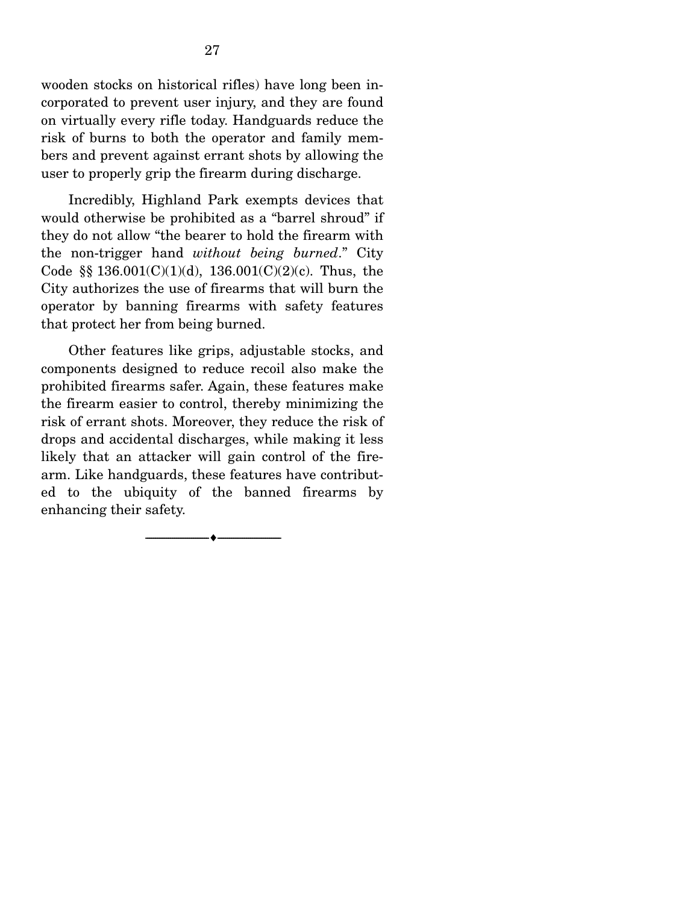wooden stocks on historical rifles) have long been incorporated to prevent user injury, and they are found on virtually every rifle today. Handguards reduce the risk of burns to both the operator and family members and prevent against errant shots by allowing the user to properly grip the firearm during discharge.

Incredibly, Highland Park exempts devices that would otherwise be prohibited as a "barrel shroud" if they do not allow "the bearer to hold the firearm with the non-trigger hand *without being burned*." City Code §§ 136.001(C)(1)(d), 136.001(C)(2)(c). Thus, the City authorizes the use of firearms that will burn the operator by banning firearms with safety features that protect her from being burned.

Other features like grips, adjustable stocks, and components designed to reduce recoil also make the prohibited firearms safer. Again, these features make the firearm easier to control, thereby minimizing the risk of errant shots. Moreover, they reduce the risk of drops and accidental discharges, while making it less likely that an attacker will gain control of the firearm. Like handguards, these features have contributed to the ubiquity of the banned firearms by enhancing their safety.

---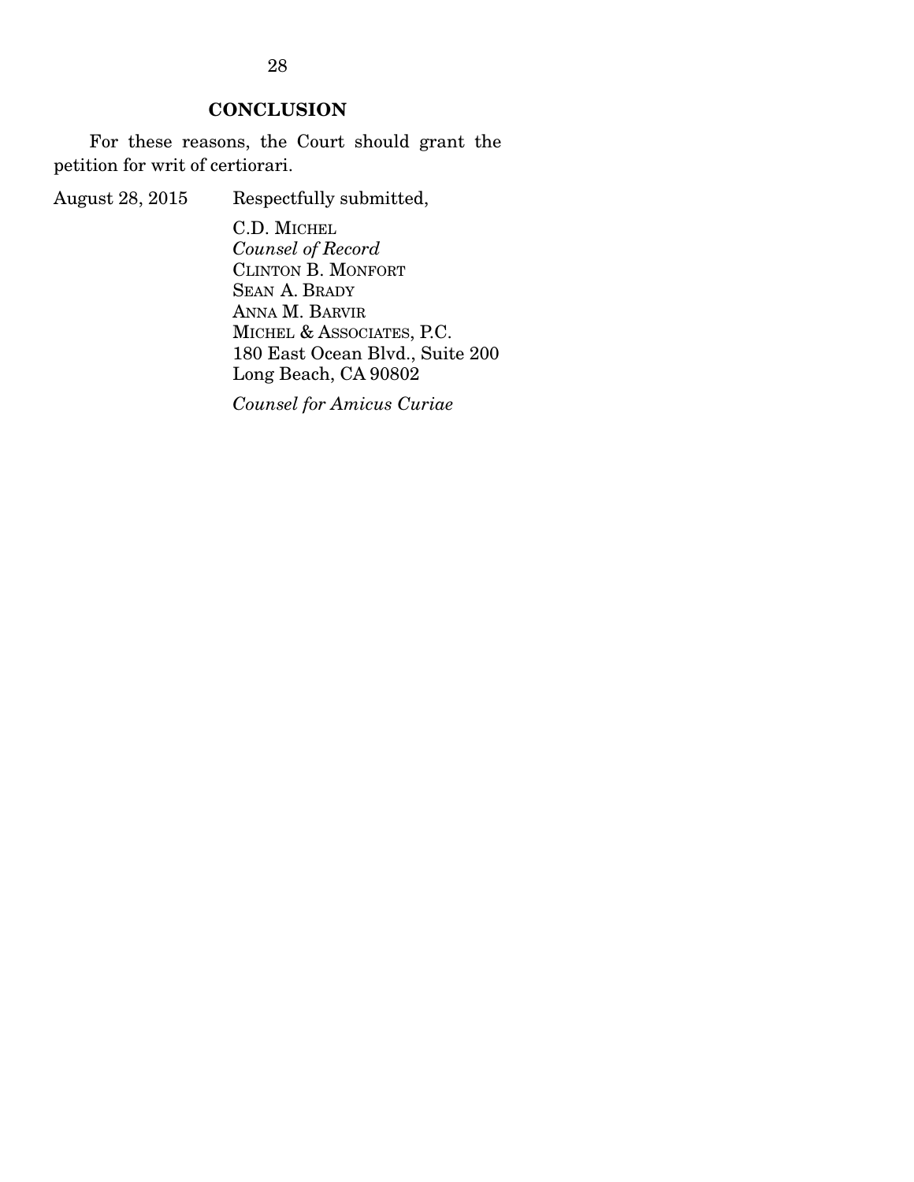## CONCLUSION

For these reasons, the Court should grant the petition for writ of certiorari.

August 28, 2015

Respectfully submitted,

C.D. MICHEL
*Counsel of Record*
CLINTON B. MONFORT
SEAN A. BRADY
ANNA M. BARVIR
MICHEL & ASSOCIATES, P.C.
180 East Ocean Blvd., Suite 200
Long Beach, CA 90802

*Counsel for Amicus Curiae*